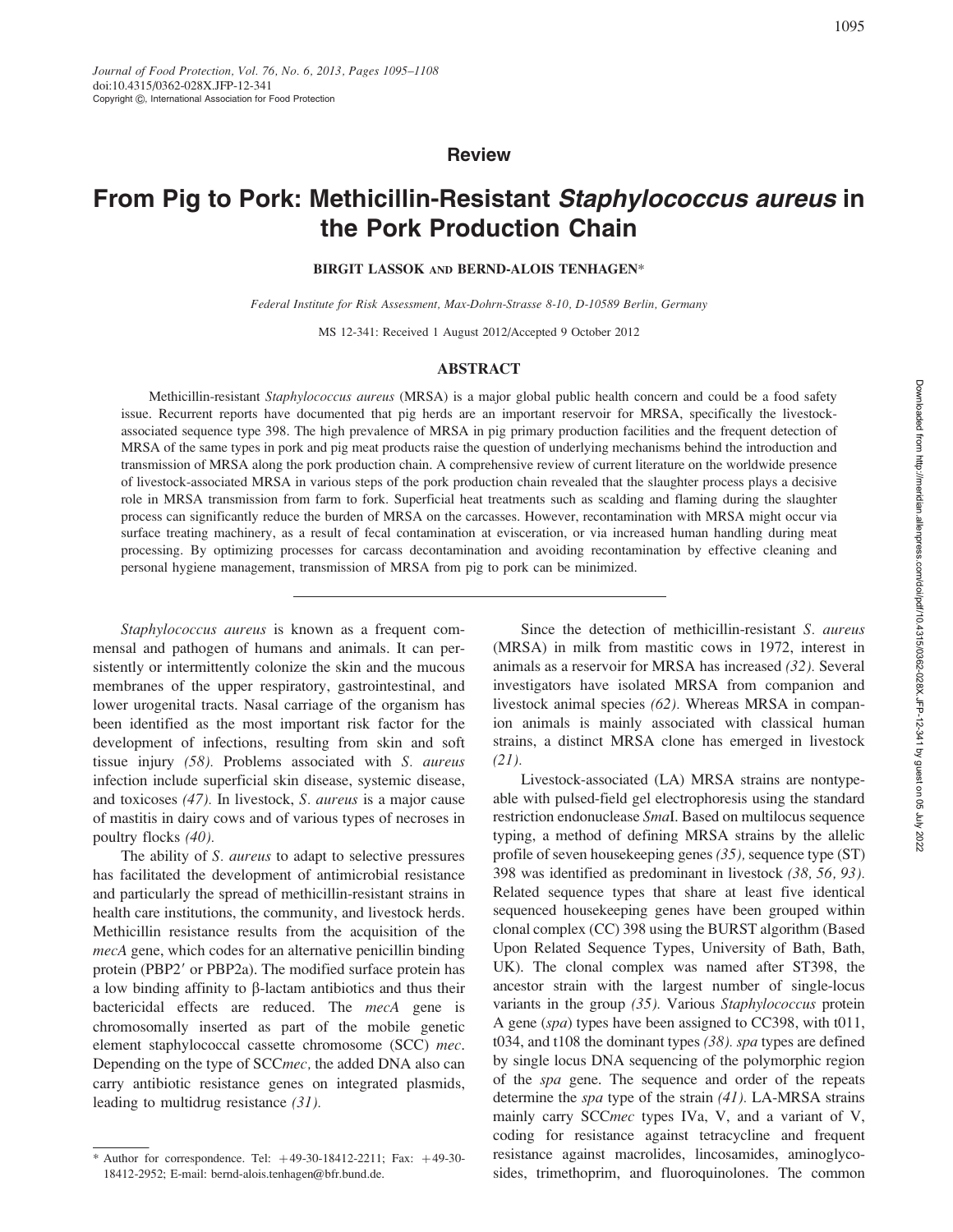Journal of Food Protection, Vol. 76, No. 6, 2013, Pages 1095–1108
doi:10.4315/0362-028X.JFP-12-341
Copyright ©, International Association for Food Protection

**Review**

# From Pig to Pork: Methicillin-Resistant *Staphylococcus aureus* in the Pork Production Chain

**BIRGIT LASSOK AND BERND-ALOIS TENHAGEN***

*Federal Institute for Risk Assessment, Max-Dohrn-Strasse 8-10, D-10589 Berlin, Germany*

MS 12-341: Received 1 August 2012/Accepted 9 October 2012

## ABSTRACT

Methicillin-resistant *Staphylococcus aureus* (MRSA) is a major global public health concern and could be a food safety issue. Recurrent reports have documented that pig herds are an important reservoir for MRSA, specifically the livestock-associated sequence type 398. The high prevalence of MRSA in pig primary production facilities and the frequent detection of MRSA of the same types in pork and pig meat products raise the question of underlying mechanisms behind the introduction and transmission of MRSA along the pork production chain. A comprehensive review of current literature on the worldwide presence of livestock-associated MRSA in various steps of the pork production chain revealed that the slaughter process plays a decisive role in MRSA transmission from farm to fork. Superficial heat treatments such as scalding and flaming during the slaughter process can significantly reduce the burden of MRSA on the carcasses. However, recontamination with MRSA might occur via surface treating machinery, as a result of fecal contamination at evisceration, or via increased human handling during meat processing. By optimizing processes for carcass decontamination and avoiding recontamination by effective cleaning and personal hygiene management, transmission of MRSA from pig to pork can be minimized.

---

*Staphylococcus aureus* is known as a frequent commensal and pathogen of humans and animals. It can persistently or intermittently colonize the skin and the mucous membranes of the upper respiratory, gastrointestinal, and lower urogenital tracts. Nasal carriage of the organism has been identified as the most important risk factor for the development of infections, resulting from skin and soft tissue injury *(58)*. Problems associated with *S. aureus* infection include superficial skin disease, systemic disease, and toxicoses *(47)*. In livestock, *S. aureus* is a major cause of mastitis in dairy cows and of various types of necroses in poultry flocks *(40)*.

The ability of *S. aureus* to adapt to selective pressures has facilitated the development of antimicrobial resistance and particularly the spread of methicillin-resistant strains in health care institutions, the community, and livestock herds. Methicillin resistance results from the acquisition of the *mecA* gene, which codes for an alternative penicillin binding protein (PBP2′ or PBP2a). The modified surface protein has a low binding affinity to β-lactam antibiotics and thus their bactericidal effects are reduced. The *mecA* gene is chromosomally inserted as part of the mobile genetic element staphylococcal cassette chromosome (SCC) *mec*. Depending on the type of SCC*mec*, the added DNA also can carry antibiotic resistance genes on integrated plasmids, leading to multidrug resistance *(31)*.

Since the detection of methicillin-resistant *S. aureus* (MRSA) in milk from mastitic cows in 1972, interest in animals as a reservoir for MRSA has increased *(32)*. Several investigators have isolated MRSA from companion and livestock animal species *(62)*. Whereas MRSA in companion animals is mainly associated with classical human strains, a distinct MRSA clone has emerged in livestock *(21)*.

Livestock-associated (LA) MRSA strains are nontypeable with pulsed-field gel electrophoresis using the standard restriction endonuclease *Sma*I. Based on multilocus sequence typing, a method of defining MRSA strains by the allelic profile of seven housekeeping genes *(35)*, sequence type (ST) 398 was identified as predominant in livestock *(38, 56, 93)*. Related sequence types that share at least five identical sequenced housekeeping genes have been grouped within clonal complex (CC) 398 using the BURST algorithm (Based Upon Related Sequence Types, University of Bath, Bath, UK). The clonal complex was named after ST398, the ancestor strain with the largest number of single-locus variants in the group *(35)*. Various *Staphylococcus* protein A gene (*spa*) types have been assigned to CC398, with t011, t034, and t108 the dominant types *(38)*. *spa* types are defined by single locus DNA sequencing of the polymorphic region of the *spa* gene. The sequence and order of the repeats determine the *spa* type of the strain *(41)*. LA-MRSA strains mainly carry SCC*mec* types IVa, V, and a variant of V, coding for resistance against tetracycline and frequent resistance against macrolides, lincosamides, aminoglycosides, trimethoprim, and fluoroquinolones. The common

---

* Author for correspondence. Tel: +49-30-18412-2211; Fax: +49-30-18412-2952; E-mail: bernd-alois.tenhagen@bfr.bund.de.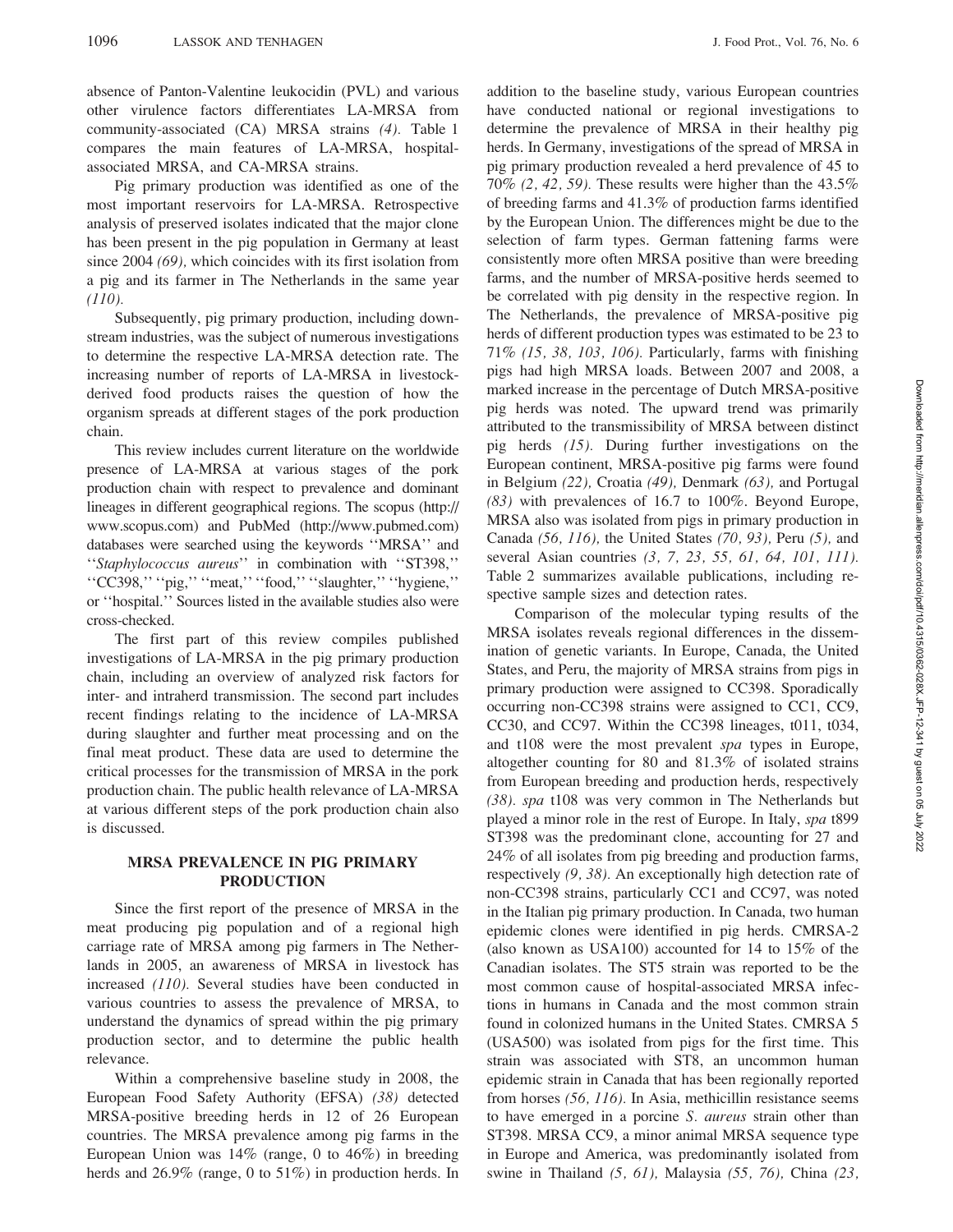absence of Panton-Valentine leukocidin (PVL) and various other virulence factors differentiates LA-MRSA from community-associated (CA) MRSA strains *(4)*. Table 1 compares the main features of LA-MRSA, hospital-associated MRSA, and CA-MRSA strains.

Pig primary production was identified as one of the most important reservoirs for LA-MRSA. Retrospective analysis of preserved isolates indicated that the major clone has been present in the pig population in Germany at least since 2004 *(69)*, which coincides with its first isolation from a pig and its farmer in The Netherlands in the same year *(110)*.

Subsequently, pig primary production, including downstream industries, was the subject of numerous investigations to determine the respective LA-MRSA detection rate. The increasing number of reports of LA-MRSA in livestock-derived food products raises the question of how the organism spreads at different stages of the pork production chain.

This review includes current literature on the worldwide presence of LA-MRSA at various stages of the pork production chain with respect to prevalence and dominant lineages in different geographical regions. The scopus (http://www.scopus.com) and PubMed (http://www.pubmed.com) databases were searched using the keywords ''MRSA'' and ''*Staphylococcus aureus*'' in combination with ''ST398,'' ''CC398,'' ''pig,'' ''meat,'' ''food,'' ''slaughter,'' ''hygiene,'' or ''hospital.'' Sources listed in the available studies also were cross-checked.

The first part of this review compiles published investigations of LA-MRSA in the pig primary production chain, including an overview of analyzed risk factors for inter- and intraherd transmission. The second part includes recent findings relating to the incidence of LA-MRSA during slaughter and further meat processing and on the final meat product. These data are used to determine the critical processes for the transmission of MRSA in the pork production chain. The public health relevance of LA-MRSA at various different steps of the pork production chain also is discussed.

## MRSA PREVALENCE IN PIG PRIMARY PRODUCTION

Since the first report of the presence of MRSA in the meat producing pig population and of a regional high carriage rate of MRSA among pig farmers in The Netherlands in 2005, an awareness of MRSA in livestock has increased *(110)*. Several studies have been conducted in various countries to assess the prevalence of MRSA, to understand the dynamics of spread within the pig primary production sector, and to determine the public health relevance.

Within a comprehensive baseline study in 2008, the European Food Safety Authority (EFSA) *(38)* detected MRSA-positive breeding herds in 12 of 26 European countries. The MRSA prevalence among pig farms in the European Union was 14% (range, 0 to 46%) in breeding herds and 26.9% (range, 0 to 51%) in production herds. In addition to the baseline study, various European countries have conducted national or regional investigations to determine the prevalence of MRSA in their healthy pig herds. In Germany, investigations of the spread of MRSA in pig primary production revealed a herd prevalence of 45 to 70% *(2, 42, 59)*. These results were higher than the 43.5% of breeding farms and 41.3% of production farms identified by the European Union. The differences might be due to the selection of farm types. German fattening farms were consistently more often MRSA positive than were breeding farms, and the number of MRSA-positive herds seemed to be correlated with pig density in the respective region. In The Netherlands, the prevalence of MRSA-positive pig herds of different production types was estimated to be 23 to 71% *(15, 38, 103, 106)*. Particularly, farms with finishing pigs had high MRSA loads. Between 2007 and 2008, a marked increase in the percentage of Dutch MRSA-positive pig herds was noted. The upward trend was primarily attributed to the transmissibility of MRSA between distinct pig herds *(15)*. During further investigations on the European continent, MRSA-positive pig farms were found in Belgium *(22)*, Croatia *(49)*, Denmark *(63)*, and Portugal *(83)* with prevalences of 16.7 to 100%. Beyond Europe, MRSA also was isolated from pigs in primary production in Canada *(56, 116)*, the United States *(70, 93)*, Peru *(5)*, and several Asian countries *(3, 7, 23, 55, 61, 64, 101, 111)*. Table 2 summarizes available publications, including respective sample sizes and detection rates.

Comparison of the molecular typing results of the MRSA isolates reveals regional differences in the dissemination of genetic variants. In Europe, Canada, the United States, and Peru, the majority of MRSA strains from pigs in primary production were assigned to CC398. Sporadically occurring non-CC398 strains were assigned to CC1, CC9, CC30, and CC97. Within the CC398 lineages, t011, t034, and t108 were the most prevalent *spa* types in Europe, altogether counting for 80 and 81.3% of isolated strains from European breeding and production herds, respectively *(38)*. *spa* t108 was very common in The Netherlands but played a minor role in the rest of Europe. In Italy, *spa* t899 ST398 was the predominant clone, accounting for 27 and 24% of all isolates from pig breeding and production farms, respectively *(9, 38)*. An exceptionally high detection rate of non-CC398 strains, particularly CC1 and CC97, was noted in the Italian pig primary production. In Canada, two human epidemic clones were identified in pig herds. CMRSA-2 (also known as USA100) accounted for 14 to 15% of the Canadian isolates. The ST5 strain was reported to be the most common cause of hospital-associated MRSA infections in humans in Canada and the most common strain found in colonized humans in the United States. CMRSA 5 (USA500) was isolated from pigs for the first time. This strain was associated with ST8, an uncommon human epidemic strain in Canada that has been regionally reported from horses *(56, 116)*. In Asia, methicillin resistance seems to have emerged in a porcine *S. aureus* strain other than ST398. MRSA CC9, a minor animal MRSA sequence type in Europe and America, was predominantly isolated from swine in Thailand *(5, 61)*, Malaysia *(55, 76)*, China *(23,*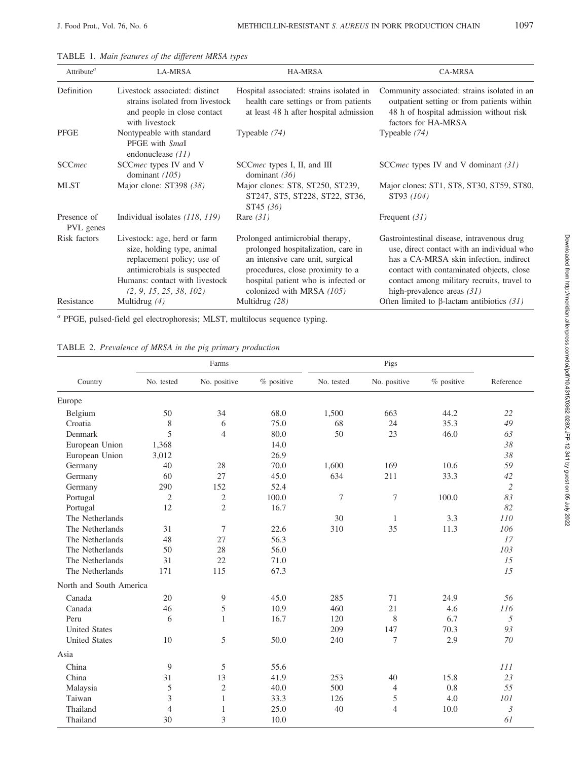TABLE 1. *Main features of the different MRSA types*

| Attribute[a] | LA-MRSA | HA-MRSA | CA-MRSA |
|---|---|---|---|
| Definition | Livestock associated: distinct strains isolated from livestock and people in close contact with livestock | Hospital associated: strains isolated in health care settings or from patients at least 48 h after hospital admission | Community associated: strains isolated in an outpatient setting or from patients within 48 h of hospital admission without risk factors for HA-MRSA |
| PFGE | Nontypeable with standard PFGE with *Sma*I endonuclease *(11)* | Typeable *(74)* | Typeable *(74)* |
| SCC*mec* | SCC*mec* types IV and V dominant *(105)* | SCC*mec* types I, II, and III dominant *(36)* | SCC*mec* types IV and V dominant *(31)* |
| MLST | Major clone: ST398 *(38)* | Major clones: ST8, ST250, ST239, ST247, ST5, ST228, ST22, ST36, ST45 *(36)* | Major clones: ST1, ST8, ST30, ST59, ST80, ST93 *(104)* |
| Presence of PVL genes | Individual isolates *(118, 119)* | Rare *(31)* | Frequent *(31)* |
| Risk factors | Livestock: age, herd or farm size, holding type, animal replacement policy; use of antimicrobials is suspected Humans: contact with livestock *(2, 9, 15, 25, 38, 102)* | Prolonged antimicrobial therapy, prolonged hospitalization, care in an intensive care unit, surgical procedures, close proximity to a hospital patient who is infected or colonized with MRSA *(105)* | Gastrointestinal disease, intravenous drug use, direct contact with an individual who has a CA-MRSA skin infection, indirect contact with contaminated objects, close contact among military recruits, travel to high-prevalence areas *(31)* |
| Resistance | Multidrug *(4)* | Multidrug *(28)* | Often limited to β-lactam antibiotics *(31)* |

[a] PFGE, pulsed-field gel electrophoresis; MLST, multilocus sequence typing.

TABLE 2. *Prevalence of MRSA in the pig primary production*

| Country | Farms | | | Pigs | | | Reference |
|---|---|---|---|---|---|---|---|
| | No. tested | No. positive | % positive | No. tested | No. positive | % positive | |
| **Europe** | | | | | | | |
| Belgium | 50 | 34 | 68.0 | 1,500 | 663 | 44.2 | *22* |
| Croatia | 8 | 6 | 75.0 | 68 | 24 | 35.3 | *49* |
| Denmark | 5 | 4 | 80.0 | 50 | 23 | 46.0 | *63* |
| European Union | 1,368 | | 14.0 | | | | *38* |
| European Union | 3,012 | | 26.9 | | | | *38* |
| Germany | 40 | 28 | 70.0 | 1,600 | 169 | 10.6 | *59* |
| Germany | 60 | 27 | 45.0 | 634 | 211 | 33.3 | *42* |
| Germany | 290 | 152 | 52.4 | | | | *2* |
| Portugal | 2 | 2 | 100.0 | 7 | 7 | 100.0 | *83* |
| Portugal | 12 | 2 | 16.7 | | | | *82* |
| The Netherlands | | | | 30 | 1 | 3.3 | *110* |
| The Netherlands | 31 | 7 | 22.6 | 310 | 35 | 11.3 | *106* |
| The Netherlands | 48 | 27 | 56.3 | | | | *17* |
| The Netherlands | 50 | 28 | 56.0 | | | | *103* |
| The Netherlands | 31 | 22 | 71.0 | | | | *15* |
| The Netherlands | 171 | 115 | 67.3 | | | | *15* |
| **North and South America** | | | | | | | |
| Canada | 20 | 9 | 45.0 | 285 | 71 | 24.9 | *56* |
| Canada | 46 | 5 | 10.9 | 460 | 21 | 4.6 | *116* |
| Peru | 6 | 1 | 16.7 | 120 | 8 | 6.7 | *5* |
| United States | | | | 209 | 147 | 70.3 | *93* |
| United States | 10 | 5 | 50.0 | 240 | 7 | 2.9 | *70* |
| **Asia** | | | | | | | |
| China | 9 | 5 | 55.6 | | | | *111* |
| China | 31 | 13 | 41.9 | 253 | 40 | 15.8 | *23* |
| Malaysia | 5 | 2 | 40.0 | 500 | 4 | 0.8 | *55* |
| Taiwan | 3 | 1 | 33.3 | 126 | 5 | 4.0 | *101* |
| Thailand | 4 | 1 | 25.0 | 40 | 4 | 10.0 | *3* |
| Thailand | 30 | 3 | 10.0 | | | | *61* |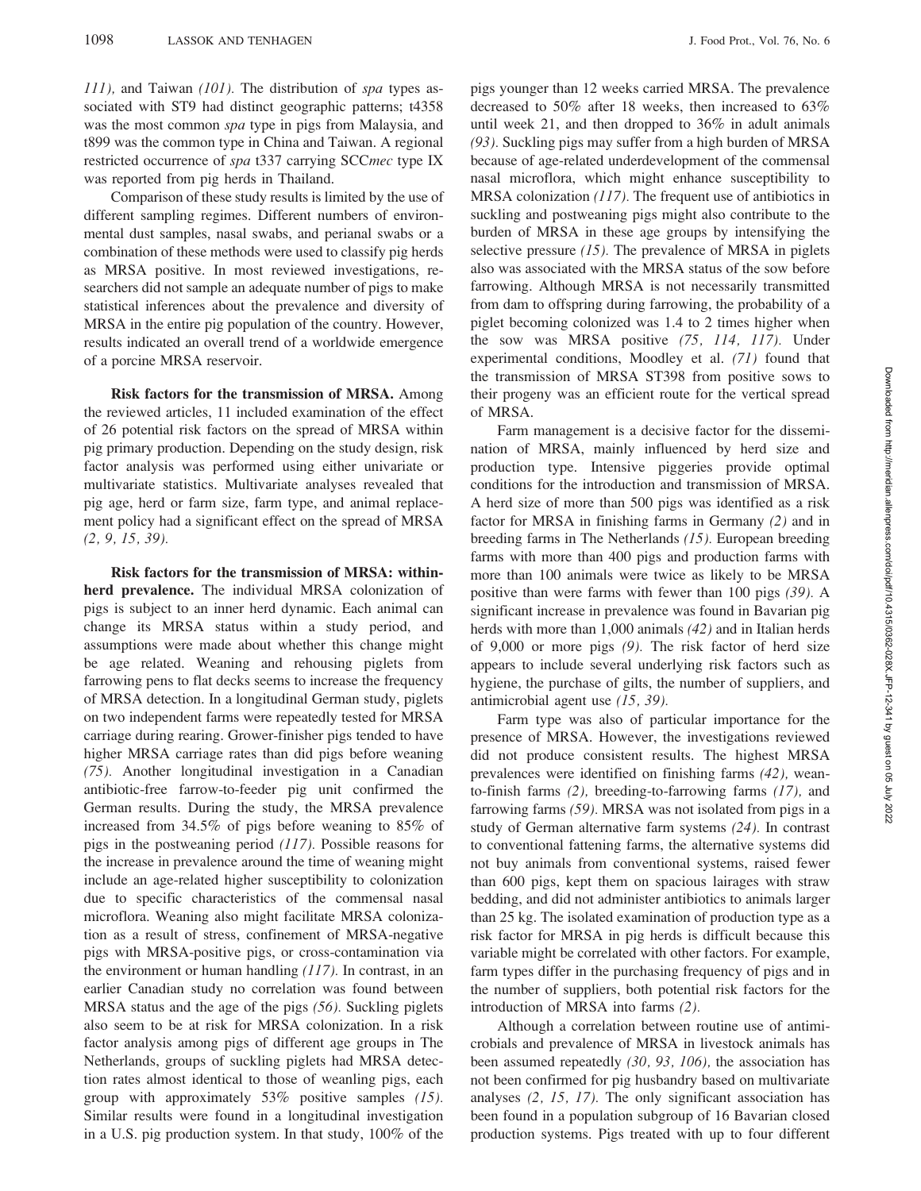*111),* and Taiwan *(101).* The distribution of *spa* types associated with ST9 had distinct geographic patterns; t4358 was the most common *spa* type in pigs from Malaysia, and t899 was the common type in China and Taiwan. A regional restricted occurrence of *spa* t337 carrying SCC*mec* type IX was reported from pig herds in Thailand.

Comparison of these study results is limited by the use of different sampling regimes. Different numbers of environmental dust samples, nasal swabs, and perianal swabs or a combination of these methods were used to classify pig herds as MRSA positive. In most reviewed investigations, researchers did not sample an adequate number of pigs to make statistical inferences about the prevalence and diversity of MRSA in the entire pig population of the country. However, results indicated an overall trend of a worldwide emergence of a porcine MRSA reservoir.

**Risk factors for the transmission of MRSA.** Among the reviewed articles, 11 included examination of the effect of 26 potential risk factors on the spread of MRSA within pig primary production. Depending on the study design, risk factor analysis was performed using either univariate or multivariate statistics. Multivariate analyses revealed that pig age, herd or farm size, farm type, and animal replacement policy had a significant effect on the spread of MRSA *(2, 9, 15, 39).*

**Risk factors for the transmission of MRSA: within-herd prevalence.** The individual MRSA colonization of pigs is subject to an inner herd dynamic. Each animal can change its MRSA status within a study period, and assumptions were made about whether this change might be age related. Weaning and rehousing piglets from farrowing pens to flat decks seems to increase the frequency of MRSA detection. In a longitudinal German study, piglets on two independent farms were repeatedly tested for MRSA carriage during rearing. Grower-finisher pigs tended to have higher MRSA carriage rates than did pigs before weaning *(75).* Another longitudinal investigation in a Canadian antibiotic-free farrow-to-feeder pig unit confirmed the German results. During the study, the MRSA prevalence increased from 34.5% of pigs before weaning to 85% of pigs in the postweaning period *(117).* Possible reasons for the increase in prevalence around the time of weaning might include an age-related higher susceptibility to colonization due to specific characteristics of the commensal nasal microflora. Weaning also might facilitate MRSA colonization as a result of stress, confinement of MRSA-negative pigs with MRSA-positive pigs, or cross-contamination via the environment or human handling *(117).* In contrast, in an earlier Canadian study no correlation was found between MRSA status and the age of the pigs *(56).* Suckling piglets also seem to be at risk for MRSA colonization. In a risk factor analysis among pigs of different age groups in The Netherlands, groups of suckling piglets had MRSA detection rates almost identical to those of weanling pigs, each group with approximately 53% positive samples *(15).* Similar results were found in a longitudinal investigation in a U.S. pig production system. In that study, 100% of the pigs younger than 12 weeks carried MRSA. The prevalence decreased to 50% after 18 weeks, then increased to 63% until week 21, and then dropped to 36% in adult animals *(93).* Suckling pigs may suffer from a high burden of MRSA because of age-related underdevelopment of the commensal nasal microflora, which might enhance susceptibility to MRSA colonization *(117).* The frequent use of antibiotics in suckling and postweaning pigs might also contribute to the burden of MRSA in these age groups by intensifying the selective pressure *(15).* The prevalence of MRSA in piglets also was associated with the MRSA status of the sow before farrowing. Although MRSA is not necessarily transmitted from dam to offspring during farrowing, the probability of a piglet becoming colonized was 1.4 to 2 times higher when the sow was MRSA positive *(75, 114, 117).* Under experimental conditions, Moodley et al. *(71)* found that the transmission of MRSA ST398 from positive sows to their progeny was an efficient route for the vertical spread of MRSA.

Farm management is a decisive factor for the dissemination of MRSA, mainly influenced by herd size and production type. Intensive piggeries provide optimal conditions for the introduction and transmission of MRSA. A herd size of more than 500 pigs was identified as a risk factor for MRSA in finishing farms in Germany *(2)* and in breeding farms in The Netherlands *(15).* European breeding farms with more than 400 pigs and production farms with more than 100 animals were twice as likely to be MRSA positive than were farms with fewer than 100 pigs *(39).* A significant increase in prevalence was found in Bavarian pig herds with more than 1,000 animals *(42)* and in Italian herds of 9,000 or more pigs *(9).* The risk factor of herd size appears to include several underlying risk factors such as hygiene, the purchase of gilts, the number of suppliers, and antimicrobial agent use *(15, 39).*

Farm type was also of particular importance for the presence of MRSA. However, the investigations reviewed did not produce consistent results. The highest MRSA prevalences were identified on finishing farms *(42),* wean-to-finish farms *(2),* breeding-to-farrowing farms *(17),* and farrowing farms *(59).* MRSA was not isolated from pigs in a study of German alternative farm systems *(24).* In contrast to conventional fattening farms, the alternative systems did not buy animals from conventional systems, raised fewer than 600 pigs, kept them on spacious lairages with straw bedding, and did not administer antibiotics to animals larger than 25 kg. The isolated examination of production type as a risk factor for MRSA in pig herds is difficult because this variable might be correlated with other factors. For example, farm types differ in the purchasing frequency of pigs and in the number of suppliers, both potential risk factors for the introduction of MRSA into farms *(2).*

Although a correlation between routine use of antimicrobials and prevalence of MRSA in livestock animals has been assumed repeatedly *(30, 93, 106),* the association has not been confirmed for pig husbandry based on multivariate analyses *(2, 15, 17).* The only significant association has been found in a population subgroup of 16 Bavarian closed production systems. Pigs treated with up to four different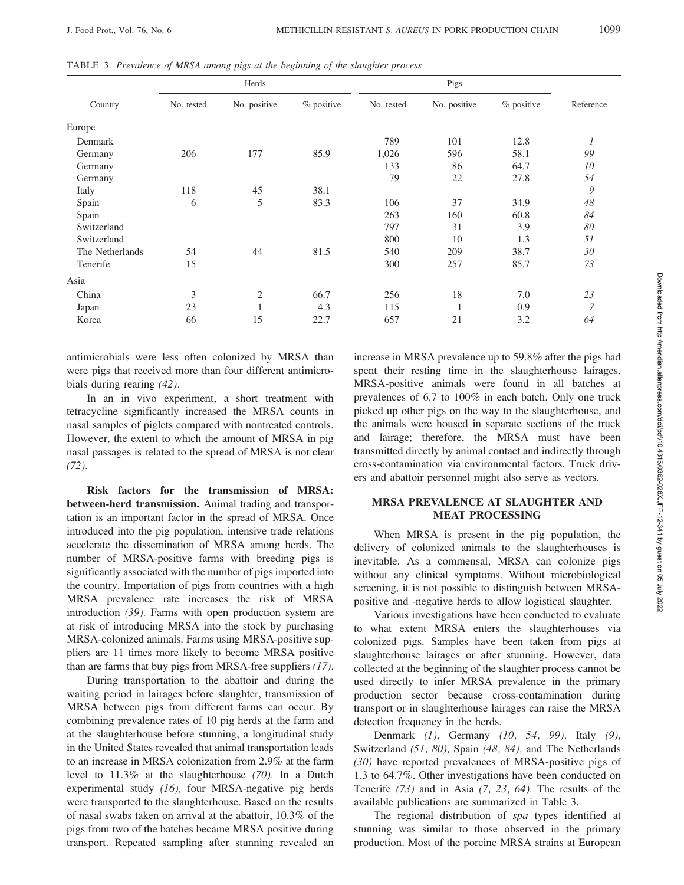TABLE 3. *Prevalence of MRSA among pigs at the beginning of the slaughter process*

| Country | Herds | | | Pigs | | | Reference |
|---|---|---|---|---|---|---|---|
| | No. tested | No. positive | % positive | No. tested | No. positive | % positive | |
| Europe | | | | | | | |
| Denmark | | | | 789 | 101 | 12.8 | *1* |
| Germany | 206 | 177 | 85.9 | 1,026 | 596 | 58.1 | *99* |
| Germany | | | | 133 | 86 | 64.7 | *10* |
| Germany | | | | 79 | 22 | 27.8 | *54* |
| Italy | 118 | 45 | 38.1 | | | | *9* |
| Spain | 6 | 5 | 83.3 | 106 | 37 | 34.9 | *48* |
| Spain | | | | 263 | 160 | 60.8 | *84* |
| Switzerland | | | | 797 | 31 | 3.9 | *80* |
| Switzerland | | | | 800 | 10 | 1.3 | *51* |
| The Netherlands | 54 | 44 | 81.5 | 540 | 209 | 38.7 | *30* |
| Tenerife | 15 | | | 300 | 257 | 85.7 | *73* |
| Asia | | | | | | | |
| China | 3 | 2 | 66.7 | 256 | 18 | 7.0 | *23* |
| Japan | 23 | 1 | 4.3 | 115 | 1 | 0.9 | *7* |
| Korea | 66 | 15 | 22.7 | 657 | 21 | 3.2 | *64* |

antimicrobials were less often colonized by MRSA than were pigs that received more than four different antimicrobials during rearing *(42)*.

In an in vivo experiment, a short treatment with tetracycline significantly increased the MRSA counts in nasal samples of piglets compared with nontreated controls. However, the extent to which the amount of MRSA in pig nasal passages is related to the spread of MRSA is not clear *(72)*.

**Risk factors for the transmission of MRSA: between-herd transmission.** Animal trading and transportation is an important factor in the spread of MRSA. Once introduced into the pig population, intensive trade relations accelerate the dissemination of MRSA among herds. The number of MRSA-positive farms with breeding pigs is significantly associated with the number of pigs imported into the country. Importation of pigs from countries with a high MRSA prevalence rate increases the risk of MRSA introduction *(39)*. Farms with open production system are at risk of introducing MRSA into the stock by purchasing MRSA-colonized animals. Farms using MRSA-positive suppliers are 11 times more likely to become MRSA positive than are farms that buy pigs from MRSA-free suppliers *(17)*.

During transportation to the abattoir and during the waiting period in lairages before slaughter, transmission of MRSA between pigs from different farms can occur. By combining prevalence rates of 10 pig herds at the farm and at the slaughterhouse before stunning, a longitudinal study in the United States revealed that animal transportation leads to an increase in MRSA colonization from 2.9% at the farm level to 11.3% at the slaughterhouse *(70)*. In a Dutch experimental study *(16)*, four MRSA-negative pig herds were transported to the slaughterhouse. Based on the results of nasal swabs taken on arrival at the abattoir, 10.3% of the pigs from two of the batches became MRSA positive during transport. Repeated sampling after stunning revealed an increase in MRSA prevalence up to 59.8% after the pigs had spent their resting time in the slaughterhouse lairages. MRSA-positive animals were found in all batches at prevalences of 6.7 to 100% in each batch. Only one truck picked up other pigs on the way to the slaughterhouse, and the animals were housed in separate sections of the truck and lairage; therefore, the MRSA must have been transmitted directly by animal contact and indirectly through cross-contamination via environmental factors. Truck drivers and abattoir personnel might also serve as vectors.

## MRSA PREVALENCE AT SLAUGHTER AND MEAT PROCESSING

When MRSA is present in the pig population, the delivery of colonized animals to the slaughterhouses is inevitable. As a commensal, MRSA can colonize pigs without any clinical symptoms. Without microbiological screening, it is not possible to distinguish between MRSA-positive and -negative herds to allow logistical slaughter.

Various investigations have been conducted to evaluate to what extent MRSA enters the slaughterhouses via colonized pigs. Samples have been taken from pigs at slaughterhouse lairages or after stunning. However, data collected at the beginning of the slaughter process cannot be used directly to infer MRSA prevalence in the primary production sector because cross-contamination during transport or in slaughterhouse lairages can raise the MRSA detection frequency in the herds.

Denmark *(1)*, Germany *(10, 54, 99)*, Italy *(9)*, Switzerland *(51, 80)*, Spain *(48, 84)*, and The Netherlands *(30)* have reported prevalences of MRSA-positive pigs of 1.3 to 64.7%. Other investigations have been conducted on Tenerife *(73)* and in Asia *(7, 23, 64)*. The results of the available publications are summarized in Table 3.

The regional distribution of *spa* types identified at stunning was similar to those observed in the primary production. Most of the porcine MRSA strains at European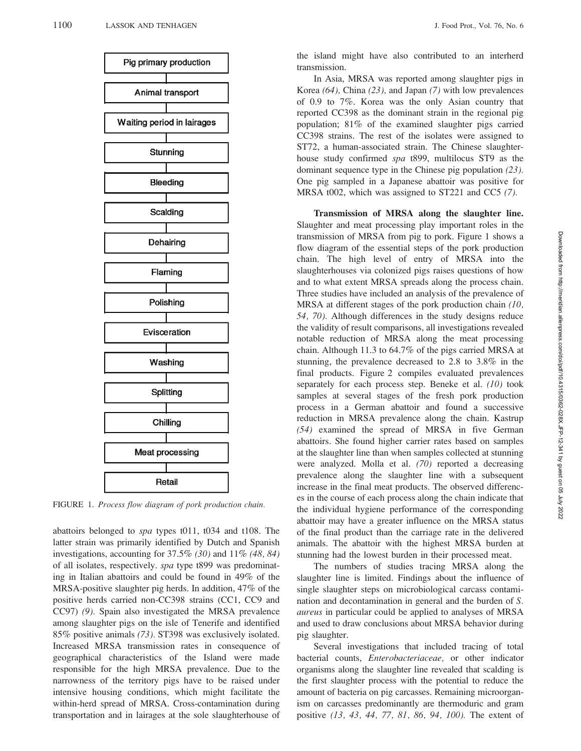Pig primary production

Animal transport

Waiting period in lairages

Stunning

Bleeding

Scalding

Dehairing

Flaming

Polishing

Evisceration

Washing

Splitting

Chilling

Meat processing

Retail

FIGURE 1. *Process flow diagram of pork production chain.*

abattoirs belonged to *spa* types t011, t034 and t108. The latter strain was primarily identified by Dutch and Spanish investigations, accounting for 37.5% *(30)* and 11% *(48, 84)* of all isolates, respectively. *spa* type t899 was predominating in Italian abattoirs and could be found in 49% of the MRSA-positive slaughter pig herds. In addition, 47% of the positive herds carried non-CC398 strains (CC1, CC9 and CC97) *(9)*. Spain also investigated the MRSA prevalence among slaughter pigs on the isle of Tenerife and identified 85% positive animals *(73)*. ST398 was exclusively isolated. Increased MRSA transmission rates in consequence of geographical characteristics of the Island were made responsible for the high MRSA prevalence. Due to the narrowness of the territory pigs have to be raised under intensive housing conditions, which might facilitate the within-herd spread of MRSA. Cross-contamination during transportation and in lairages at the sole slaughterhouse of the island might have also contributed to an interherd transmission.

In Asia, MRSA was reported among slaughter pigs in Korea *(64)*, China *(23)*, and Japan *(7)* with low prevalences of 0.9 to 7%. Korea was the only Asian country that reported CC398 as the dominant strain in the regional pig population; 81% of the examined slaughter pigs carried CC398 strains. The rest of the isolates were assigned to ST72, a human-associated strain. The Chinese slaughterhouse study confirmed *spa* t899, multilocus ST9 as the dominant sequence type in the Chinese pig population *(23)*. One pig sampled in a Japanese abattoir was positive for MRSA t002, which was assigned to ST221 and CC5 *(7)*.

**Transmission of MRSA along the slaughter line.** Slaughter and meat processing play important roles in the transmission of MRSA from pig to pork. Figure 1 shows a flow diagram of the essential steps of the pork production chain. The high level of entry of MRSA into the slaughterhouses via colonized pigs raises questions of how and to what extent MRSA spreads along the process chain. Three studies have included an analysis of the prevalence of MRSA at different stages of the pork production chain *(10, 54, 70)*. Although differences in the study designs reduce the validity of result comparisons, all investigations revealed notable reduction of MRSA along the meat processing chain. Although 11.3 to 64.7% of the pigs carried MRSA at stunning, the prevalence decreased to 2.8 to 3.8% in the final products. Figure 2 compiles evaluated prevalences separately for each process step. Beneke et al. *(10)* took samples at several stages of the fresh pork production process in a German abattoir and found a successive reduction in MRSA prevalence along the chain. Kastrup *(54)* examined the spread of MRSA in five German abattoirs. She found higher carrier rates based on samples at the slaughter line than when samples collected at stunning were analyzed. Molla et al. *(70)* reported a decreasing prevalence along the slaughter line with a subsequent increase in the final meat products. The observed differences in the course of each process along the chain indicate that the individual hygiene performance of the corresponding abattoir may have a greater influence on the MRSA status of the final product than the carriage rate in the delivered animals. The abattoir with the highest MRSA burden at stunning had the lowest burden in their processed meat.

The numbers of studies tracing MRSA along the slaughter line is limited. Findings about the influence of single slaughter steps on microbiological carcass contamination and decontamination in general and the burden of *S. aureus* in particular could be applied to analyses of MRSA and used to draw conclusions about MRSA behavior during pig slaughter.

Several investigations that included tracing of total bacterial counts, *Enterobacteriaceae*, or other indicator organisms along the slaughter line revealed that scalding is the first slaughter process with the potential to reduce the amount of bacteria on pig carcasses. Remaining microorganism on carcasses predominantly are thermoduric and gram positive *(13, 43, 44, 77, 81, 86, 94, 100)*. The extent of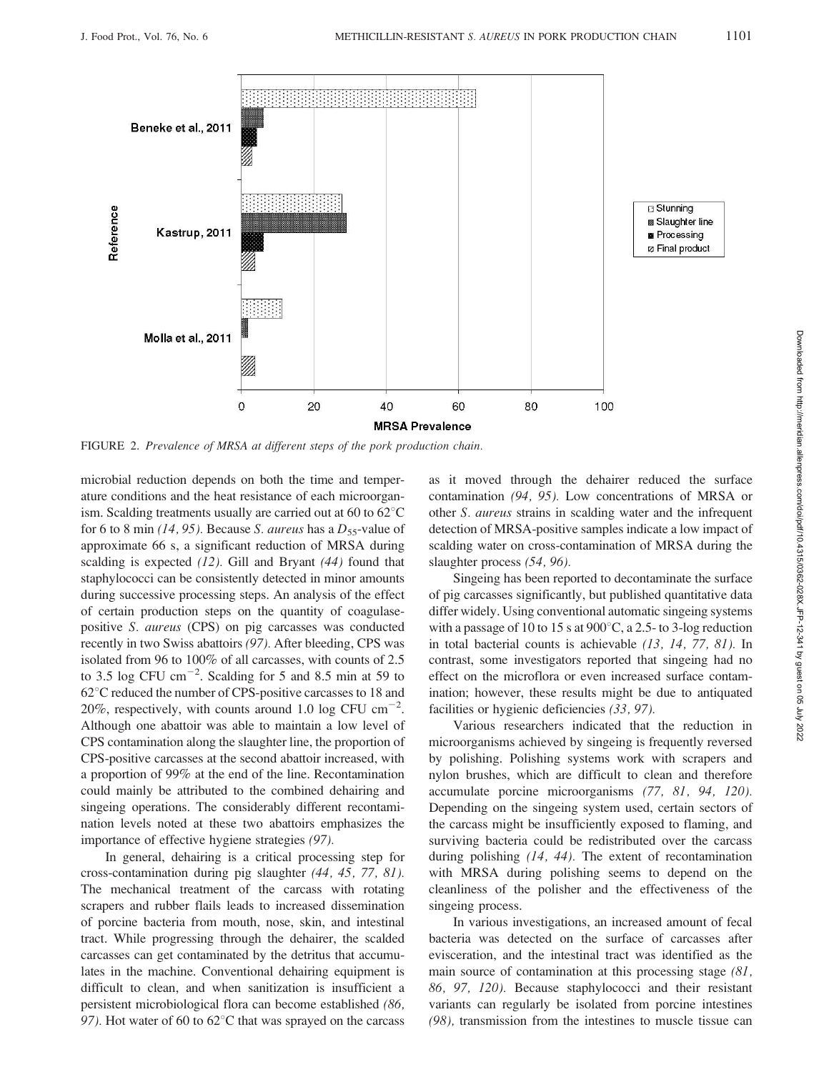FIGURE 2. *Prevalence of MRSA at different steps of the pork production chain.*

microbial reduction depends on both the time and temperature conditions and the heat resistance of each microorganism. Scalding treatments usually are carried out at 60 to 62°C for 6 to 8 min *(14, 95)*. Because *S. aureus* has a $D_{55}$-value of approximate 66 s, a significant reduction of MRSA during scalding is expected *(12)*. Gill and Bryant *(44)* found that staphylococci can be consistently detected in minor amounts during successive processing steps. An analysis of the effect of certain production steps on the quantity of coagulase-positive *S. aureus* (CPS) on pig carcasses was conducted recently in two Swiss abattoirs *(97)*. After bleeding, CPS was isolated from 96 to 100% of all carcasses, with counts of 2.5 to 3.5 log CFU $cm^{-2}$. Scalding for 5 and 8.5 min at 59 to 62°C reduced the number of CPS-positive carcasses to 18 and 20%, respectively, with counts around 1.0 log CFU $cm^{-2}$. Although one abattoir was able to maintain a low level of CPS contamination along the slaughter line, the proportion of CPS-positive carcasses at the second abattoir increased, with a proportion of 99% at the end of the line. Recontamination could mainly be attributed to the combined dehairing and singeing operations. The considerably different recontamination levels noted at these two abattoirs emphasizes the importance of effective hygiene strategies *(97)*.

In general, dehairing is a critical processing step for cross-contamination during pig slaughter *(44, 45, 77, 81)*. The mechanical treatment of the carcass with rotating scrapers and rubber flails leads to increased dissemination of porcine bacteria from mouth, nose, skin, and intestinal tract. While progressing through the dehairer, the scalded carcasses can get contaminated by the detritus that accumulates in the machine. Conventional dehairing equipment is difficult to clean, and when sanitization is insufficient a persistent microbiological flora can become established *(86, 97)*. Hot water of 60 to 62°C that was sprayed on the carcass as it moved through the dehairer reduced the surface contamination *(94, 95)*. Low concentrations of MRSA or other *S. aureus* strains in scalding water and the infrequent detection of MRSA-positive samples indicate a low impact of scalding water on cross-contamination of MRSA during the slaughter process *(54, 96)*.

Singeing has been reported to decontaminate the surface of pig carcasses significantly, but published quantitative data differ widely. Using conventional automatic singeing systems with a passage of 10 to 15 s at 900°C, a 2.5- to 3-log reduction in total bacterial counts is achievable *(13, 14, 77, 81)*. In contrast, some investigators reported that singeing had no effect on the microflora or even increased surface contamination; however, these results might be due to antiquated facilities or hygienic deficiencies *(33, 97)*.

Various researchers indicated that the reduction in microorganisms achieved by singeing is frequently reversed by polishing. Polishing systems work with scrapers and nylon brushes, which are difficult to clean and therefore accumulate porcine microorganisms *(77, 81, 94, 120)*. Depending on the singeing system used, certain sectors of the carcass might be insufficiently exposed to flaming, and surviving bacteria could be redistributed over the carcass during polishing *(14, 44)*. The extent of recontamination with MRSA during polishing seems to depend on the cleanliness of the polisher and the effectiveness of the singeing process.

In various investigations, an increased amount of fecal bacteria was detected on the surface of carcasses after evisceration, and the intestinal tract was identified as the main source of contamination at this processing stage *(81, 86, 97, 120)*. Because staphylococci and their resistant variants can regularly be isolated from porcine intestines *(98)*, transmission from the intestines to muscle tissue can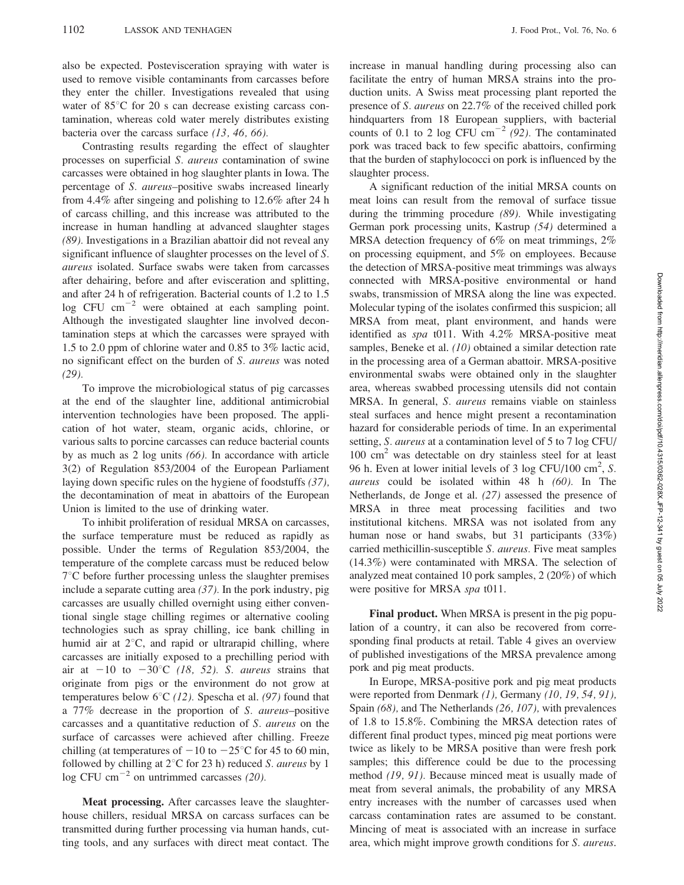also be expected. Postevisceration spraying with water is used to remove visible contaminants from carcasses before they enter the chiller. Investigations revealed that using water of 85°C for 20 s can decrease existing carcass contamination, whereas cold water merely distributes existing bacteria over the carcass surface *(13, 46, 66).*

Contrasting results regarding the effect of slaughter processes on superficial *S. aureus* contamination of swine carcasses were obtained in hog slaughter plants in Iowa. The percentage of *S. aureus*–positive swabs increased linearly from 4.4% after singeing and polishing to 12.6% after 24 h of carcass chilling, and this increase was attributed to the increase in human handling at advanced slaughter stages *(89).* Investigations in a Brazilian abattoir did not reveal any significant influence of slaughter processes on the level of *S. aureus* isolated. Surface swabs were taken from carcasses after dehairing, before and after evisceration and splitting, and after 24 h of refrigeration. Bacterial counts of 1.2 to 1.5 log CFU $cm^{-2}$ were obtained at each sampling point. Although the investigated slaughter line involved decontamination steps at which the carcasses were sprayed with 1.5 to 2.0 ppm of chlorine water and 0.85 to 3% lactic acid, no significant effect on the burden of *S. aureus* was noted *(29).*

To improve the microbiological status of pig carcasses at the end of the slaughter line, additional antimicrobial intervention technologies have been proposed. The application of hot water, steam, organic acids, chlorine, or various salts to porcine carcasses can reduce bacterial counts by as much as 2 log units *(66).* In accordance with article 3(2) of Regulation 853/2004 of the European Parliament laying down specific rules on the hygiene of foodstuffs *(37),* the decontamination of meat in abattoirs of the European Union is limited to the use of drinking water.

To inhibit proliferation of residual MRSA on carcasses, the surface temperature must be reduced as rapidly as possible. Under the terms of Regulation 853/2004, the temperature of the complete carcass must be reduced below 7°C before further processing unless the slaughter premises include a separate cutting area *(37).* In the pork industry, pig carcasses are usually chilled overnight using either conventional single stage chilling regimes or alternative cooling technologies such as spray chilling, ice bank chilling in humid air at 2°C, and rapid or ultrarapid chilling, where carcasses are initially exposed to a prechilling period with air at −10 to −30°C *(18, 52). S. aureus* strains that originate from pigs or the environment do not grow at temperatures below 6°C *(12).* Spescha et al. *(97)* found that a 77% decrease in the proportion of *S. aureus*–positive carcasses and a quantitative reduction of *S. aureus* on the surface of carcasses were achieved after chilling. Freeze chilling (at temperatures of −10 to −25°C for 45 to 60 min, followed by chilling at 2°C for 23 h) reduced *S. aureus* by 1 log CFU $cm^{-2}$ on untrimmed carcasses *(20).*

**Meat processing.** After carcasses leave the slaughterhouse chillers, residual MRSA on carcass surfaces can be transmitted during further processing via human hands, cutting tools, and any surfaces with direct meat contact. The increase in manual handling during processing also can facilitate the entry of human MRSA strains into the production units. A Swiss meat processing plant reported the presence of *S. aureus* on 22.7% of the received chilled pork hindquarters from 18 European suppliers, with bacterial counts of 0.1 to 2 log CFU $cm^{-2}$ *(92).* The contaminated pork was traced back to few specific abattoirs, confirming that the burden of staphylococci on pork is influenced by the slaughter process.

A significant reduction of the initial MRSA counts on meat loins can result from the removal of surface tissue during the trimming procedure *(89).* While investigating German pork processing units, Kastrup *(54)* determined a MRSA detection frequency of 6% on meat trimmings, 2% on processing equipment, and 5% on employees. Because the detection of MRSA-positive meat trimmings was always connected with MRSA-positive environmental or hand swabs, transmission of MRSA along the line was expected. Molecular typing of the isolates confirmed this suspicion; all MRSA from meat, plant environment, and hands were identified as *spa* t011. With 4.2% MRSA-positive meat samples, Beneke et al. *(10)* obtained a similar detection rate in the processing area of a German abattoir. MRSA-positive environmental swabs were obtained only in the slaughter area, whereas swabbed processing utensils did not contain MRSA. In general, *S. aureus* remains viable on stainless steal surfaces and hence might present a recontamination hazard for considerable periods of time. In an experimental setting, *S. aureus* at a contamination level of 5 to 7 log CFU/100 $cm^2$ was detectable on dry stainless steel for at least 96 h. Even at lower initial levels of 3 log CFU/100 $cm^2$, *S. aureus* could be isolated within 48 h *(60).* In The Netherlands, de Jonge et al. *(27)* assessed the presence of MRSA in three meat processing facilities and two institutional kitchens. MRSA was not isolated from any human nose or hand swabs, but 31 participants (33%) carried methicillin-susceptible *S. aureus.* Five meat samples (14.3%) were contaminated with MRSA. The selection of analyzed meat contained 10 pork samples, 2 (20%) of which were positive for MRSA *spa* t011.

**Final product.** When MRSA is present in the pig population of a country, it can also be recovered from corresponding final products at retail. Table 4 gives an overview of published investigations of the MRSA prevalence among pork and pig meat products.

In Europe, MRSA-positive pork and pig meat products were reported from Denmark *(1),* Germany *(10, 19, 54, 91),* Spain *(68),* and The Netherlands *(26, 107),* with prevalences of 1.8 to 15.8%. Combining the MRSA detection rates of different final product types, minced pig meat portions were twice as likely to be MRSA positive than were fresh pork samples; this difference could be due to the processing method *(19, 91).* Because minced meat is usually made of meat from several animals, the probability of any MRSA entry increases with the number of carcasses used when carcass contamination rates are assumed to be constant. Mincing of meat is associated with an increase in surface area, which might improve growth conditions for *S. aureus*.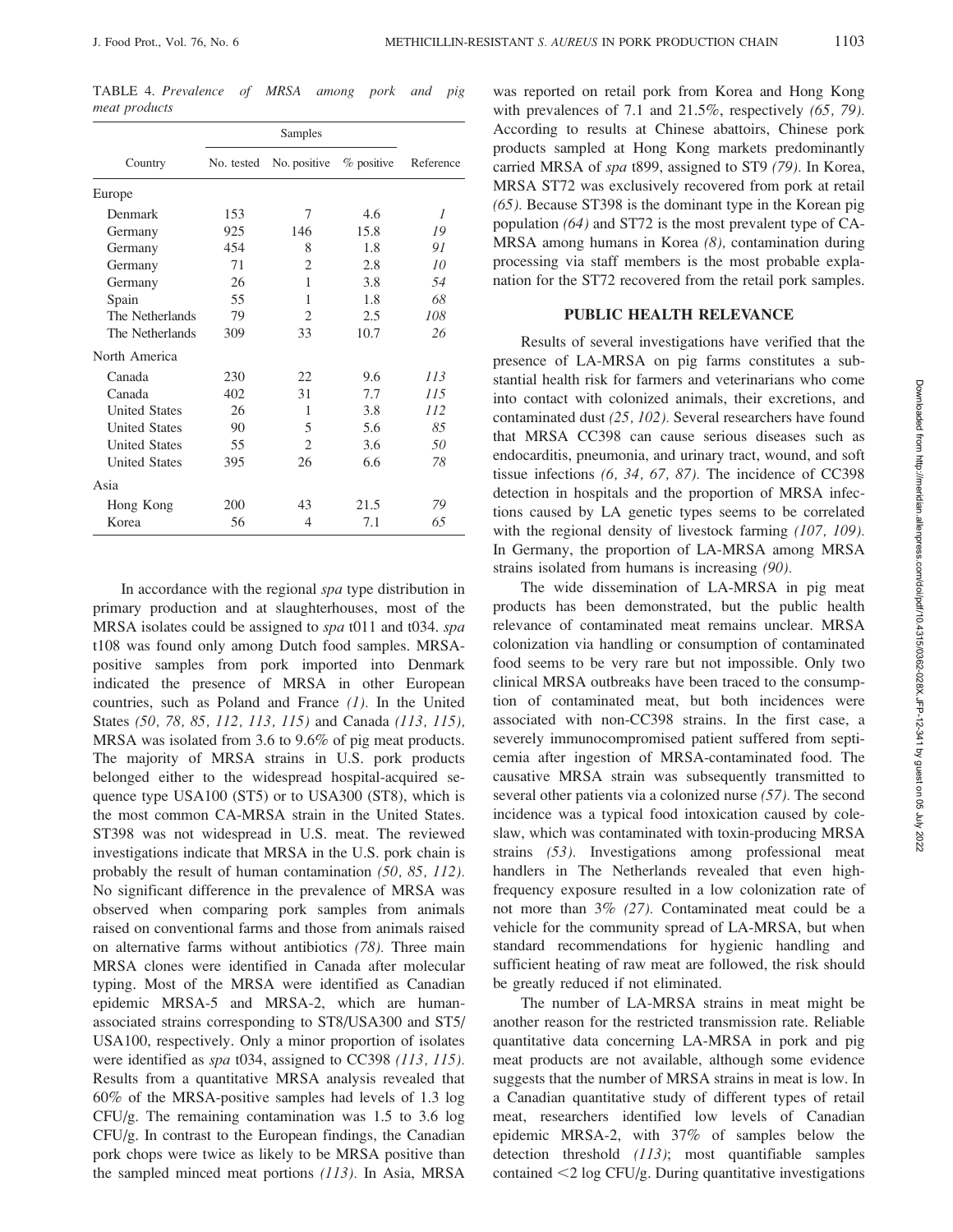TABLE 4. *Prevalence of MRSA among pork and pig meat products*

| Country | Samples | | | Reference |
|---|---|---|---|---|
| | No. tested | No. positive | % positive | |
| Europe | | | | |
| Denmark | 153 | 7 | 4.6 | *1* |
| Germany | 925 | 146 | 15.8 | *19* |
| Germany | 454 | 8 | 1.8 | *91* |
| Germany | 71 | 2 | 2.8 | *10* |
| Germany | 26 | 1 | 3.8 | *54* |
| Spain | 55 | 1 | 1.8 | *68* |
| The Netherlands | 79 | 2 | 2.5 | *108* |
| The Netherlands | 309 | 33 | 10.7 | *26* |
| North America | | | | |
| Canada | 230 | 22 | 9.6 | *113* |
| Canada | 402 | 31 | 7.7 | *115* |
| United States | 26 | 1 | 3.8 | *112* |
| United States | 90 | 5 | 5.6 | *85* |
| United States | 55 | 2 | 3.6 | *50* |
| United States | 395 | 26 | 6.6 | *78* |
| Asia | | | | |
| Hong Kong | 200 | 43 | 21.5 | *79* |
| Korea | 56 | 4 | 7.1 | *65* |

In accordance with the regional *spa* type distribution in primary production and at slaughterhouses, most of the MRSA isolates could be assigned to *spa* t011 and t034. *spa* t108 was found only among Dutch food samples. MRSA-positive samples from pork imported into Denmark indicated the presence of MRSA in other European countries, such as Poland and France *(1).* In the United States *(50, 78, 85, 112, 113, 115)* and Canada *(113, 115),* MRSA was isolated from 3.6 to 9.6% of pig meat products. The majority of MRSA strains in U.S. pork products belonged either to the widespread hospital-acquired sequence type USA100 (ST5) or to USA300 (ST8), which is the most common CA-MRSA strain in the United States. ST398 was not widespread in U.S. meat. The reviewed investigations indicate that MRSA in the U.S. pork chain is probably the result of human contamination *(50, 85, 112).* No significant difference in the prevalence of MRSA was observed when comparing pork samples from animals raised on conventional farms and those from animals raised on alternative farms without antibiotics *(78).* Three main MRSA clones were identified in Canada after molecular typing. Most of the MRSA were identified as Canadian epidemic MRSA-5 and MRSA-2, which are human-associated strains corresponding to ST8/USA300 and ST5/USA100, respectively. Only a minor proportion of isolates were identified as *spa* t034, assigned to CC398 *(113, 115).* Results from a quantitative MRSA analysis revealed that 60% of the MRSA-positive samples had levels of 1.3 log CFU/g. The remaining contamination was 1.5 to 3.6 log CFU/g. In contrast to the European findings, the Canadian pork chops were twice as likely to be MRSA positive than the sampled minced meat portions *(113).* In Asia, MRSA was reported on retail pork from Korea and Hong Kong with prevalences of 7.1 and 21.5%, respectively *(65, 79).* According to results at Chinese abattoirs, Chinese pork products sampled at Hong Kong markets predominantly carried MRSA of *spa* t899, assigned to ST9 *(79).* In Korea, MRSA ST72 was exclusively recovered from pork at retail *(65).* Because ST398 is the dominant type in the Korean pig population *(64)* and ST72 is the most prevalent type of CA-MRSA among humans in Korea *(8),* contamination during processing via staff members is the most probable explanation for the ST72 recovered from the retail pork samples.

## PUBLIC HEALTH RELEVANCE

Results of several investigations have verified that the presence of LA-MRSA on pig farms constitutes a substantial health risk for farmers and veterinarians who come into contact with colonized animals, their excretions, and contaminated dust *(25, 102).* Several researchers have found that MRSA CC398 can cause serious diseases such as endocarditis, pneumonia, and urinary tract, wound, and soft tissue infections *(6, 34, 67, 87).* The incidence of CC398 detection in hospitals and the proportion of MRSA infections caused by LA genetic types seems to be correlated with the regional density of livestock farming *(107, 109).* In Germany, the proportion of LA-MRSA among MRSA strains isolated from humans is increasing *(90).*

The wide dissemination of LA-MRSA in pig meat products has been demonstrated, but the public health relevance of contaminated meat remains unclear. MRSA colonization via handling or consumption of contaminated food seems to be very rare but not impossible. Only two clinical MRSA outbreaks have been traced to the consumption of contaminated meat, but both incidences were associated with non-CC398 strains. In the first case, a severely immunocompromised patient suffered from septicemia after ingestion of MRSA-contaminated food. The causative MRSA strain was subsequently transmitted to several other patients via a colonized nurse *(57).* The second incidence was a typical food intoxication caused by coleslaw, which was contaminated with toxin-producing MRSA strains *(53).* Investigations among professional meat handlers in The Netherlands revealed that even high-frequency exposure resulted in a low colonization rate of not more than 3% *(27).* Contaminated meat could be a vehicle for the community spread of LA-MRSA, but when standard recommendations for hygienic handling and sufficient heating of raw meat are followed, the risk should be greatly reduced if not eliminated.

The number of LA-MRSA strains in meat might be another reason for the restricted transmission rate. Reliable quantitative data concerning LA-MRSA in pork and pig meat products are not available, although some evidence suggests that the number of MRSA strains in meat is low. In a Canadian quantitative study of different types of retail meat, researchers identified low levels of Canadian epidemic MRSA-2, with 37% of samples below the detection threshold *(113)*; most quantifiable samples contained <2 log CFU/g. During quantitative investigations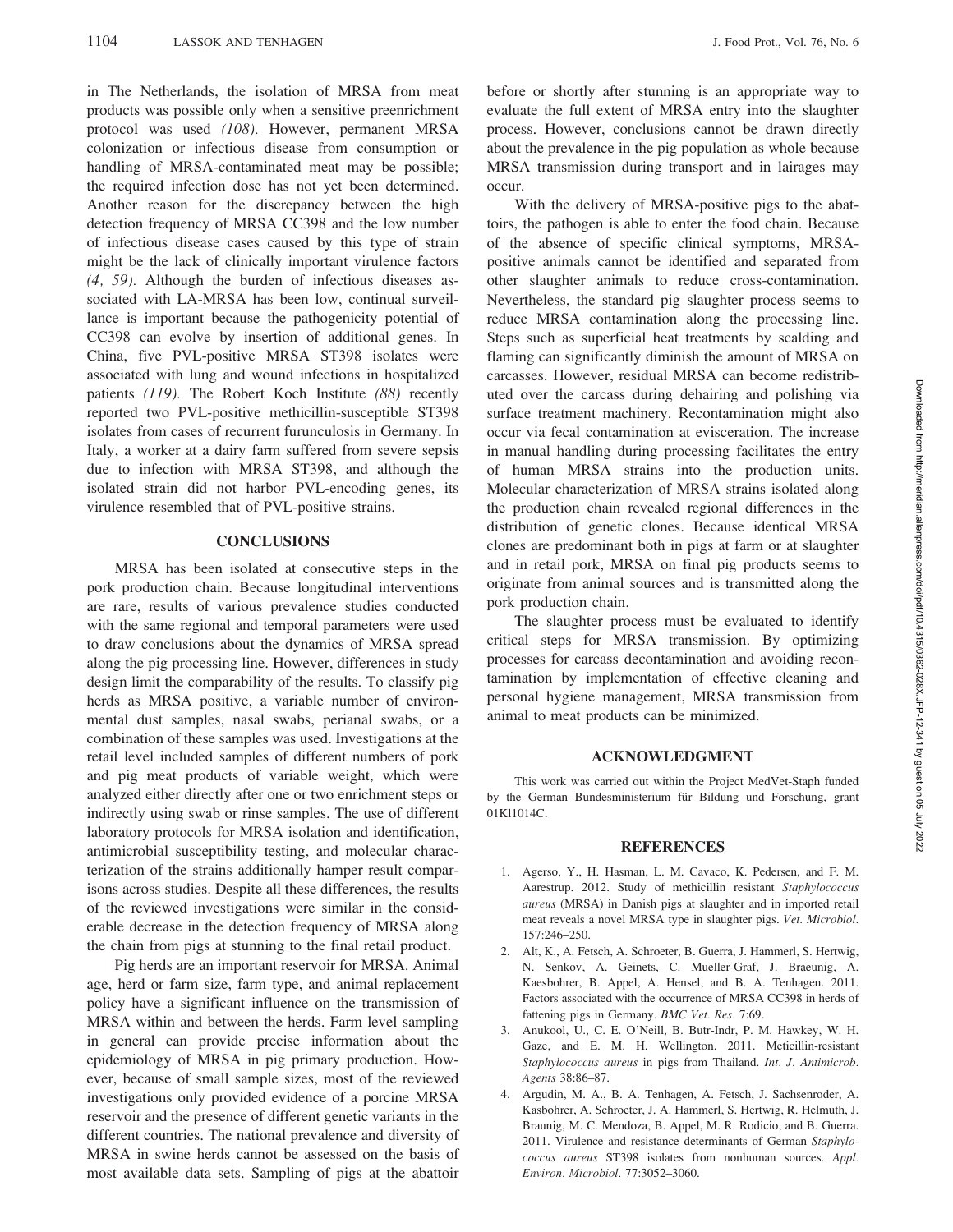in The Netherlands, the isolation of MRSA from meat products was possible only when a sensitive preenrichment protocol was used *(108)*. However, permanent MRSA colonization or infectious disease from consumption or handling of MRSA-contaminated meat may be possible; the required infection dose has not yet been determined. Another reason for the discrepancy between the high detection frequency of MRSA CC398 and the low number of infectious disease cases caused by this type of strain might be the lack of clinically important virulence factors *(4, 59)*. Although the burden of infectious diseases associated with LA-MRSA has been low, continual surveillance is important because the pathogenicity potential of CC398 can evolve by insertion of additional genes. In China, five PVL-positive MRSA ST398 isolates were associated with lung and wound infections in hospitalized patients *(119)*. The Robert Koch Institute *(88)* recently reported two PVL-positive methicillin-susceptible ST398 isolates from cases of recurrent furunculosis in Germany. In Italy, a worker at a dairy farm suffered from severe sepsis due to infection with MRSA ST398, and although the isolated strain did not harbor PVL-encoding genes, its virulence resembled that of PVL-positive strains.

## CONCLUSIONS

MRSA has been isolated at consecutive steps in the pork production chain. Because longitudinal interventions are rare, results of various prevalence studies conducted with the same regional and temporal parameters were used to draw conclusions about the dynamics of MRSA spread along the pig processing line. However, differences in study design limit the comparability of the results. To classify pig herds as MRSA positive, a variable number of environmental dust samples, nasal swabs, perianal swabs, or a combination of these samples was used. Investigations at the retail level included samples of different numbers of pork and pig meat products of variable weight, which were analyzed either directly after one or two enrichment steps or indirectly using swab or rinse samples. The use of different laboratory protocols for MRSA isolation and identification, antimicrobial susceptibility testing, and molecular characterization of the strains additionally hamper result comparisons across studies. Despite all these differences, the results of the reviewed investigations were similar in the considerable decrease in the detection frequency of MRSA along the chain from pigs at stunning to the final retail product.

Pig herds are an important reservoir for MRSA. Animal age, herd or farm size, farm type, and animal replacement policy have a significant influence on the transmission of MRSA within and between the herds. Farm level sampling in general can provide precise information about the epidemiology of MRSA in pig primary production. However, because of small sample sizes, most of the reviewed investigations only provided evidence of a porcine MRSA reservoir and the presence of different genetic variants in the different countries. The national prevalence and diversity of MRSA in swine herds cannot be assessed on the basis of most available data sets. Sampling of pigs at the abattoir before or shortly after stunning is an appropriate way to evaluate the full extent of MRSA entry into the slaughter process. However, conclusions cannot be drawn directly about the prevalence in the pig population as whole because MRSA transmission during transport and in lairages may occur.

With the delivery of MRSA-positive pigs to the abattoirs, the pathogen is able to enter the food chain. Because of the absence of specific clinical symptoms, MRSA-positive animals cannot be identified and separated from other slaughter animals to reduce cross-contamination. Nevertheless, the standard pig slaughter process seems to reduce MRSA contamination along the processing line. Steps such as superficial heat treatments by scalding and flaming can significantly diminish the amount of MRSA on carcasses. However, residual MRSA can become redistributed over the carcass during dehairing and polishing via surface treatment machinery. Recontamination might also occur via fecal contamination at evisceration. The increase in manual handling during processing facilitates the entry of human MRSA strains into the production units. Molecular characterization of MRSA strains isolated along the production chain revealed regional differences in the distribution of genetic clones. Because identical MRSA clones are predominant both in pigs at farm or at slaughter and in retail pork, MRSA on final pig products seems to originate from animal sources and is transmitted along the pork production chain.

The slaughter process must be evaluated to identify critical steps for MRSA transmission. By optimizing processes for carcass decontamination and avoiding recontamination by implementation of effective cleaning and personal hygiene management, MRSA transmission from animal to meat products can be minimized.

## ACKNOWLEDGMENT

This work was carried out within the Project MedVet-Staph funded by the German Bundesministerium für Bildung und Forschung, grant 01KI1014C.

## REFERENCES

1. Agerso, Y., H. Hasman, L. M. Cavaco, K. Pedersen, and F. M. Aarestrup. 2012. Study of methicillin resistant *Staphylococcus aureus* (MRSA) in Danish pigs at slaughter and in imported retail meat reveals a novel MRSA type in slaughter pigs. *Vet. Microbiol.* 157:246–250.
2. Alt, K., A. Fetsch, A. Schroeter, B. Guerra, J. Hammerl, S. Hertwig, N. Senkov, A. Geinets, C. Mueller-Graf, J. Braeunig, A. Kaesbohrer, B. Appel, A. Hensel, and B. A. Tenhagen. 2011. Factors associated with the occurrence of MRSA CC398 in herds of fattening pigs in Germany. *BMC Vet. Res.* 7:69.
3. Anukool, U., C. E. O'Neill, B. Butr-Indr, P. M. Hawkey, W. H. Gaze, and E. M. H. Wellington. 2011. Meticillin-resistant *Staphylococcus aureus* in pigs from Thailand. *Int. J. Antimicrob. Agents* 38:86–87.
4. Argudin, M. A., B. A. Tenhagen, A. Fetsch, J. Sachsenroder, A. Kasbohrer, A. Schroeter, J. A. Hammerl, S. Hertwig, R. Helmuth, J. Braunig, M. C. Mendoza, B. Appel, M. R. Rodicio, and B. Guerra. 2011. Virulence and resistance determinants of German *Staphylococcus aureus* ST398 isolates from nonhuman sources. *Appl. Environ. Microbiol.* 77:3052–3060.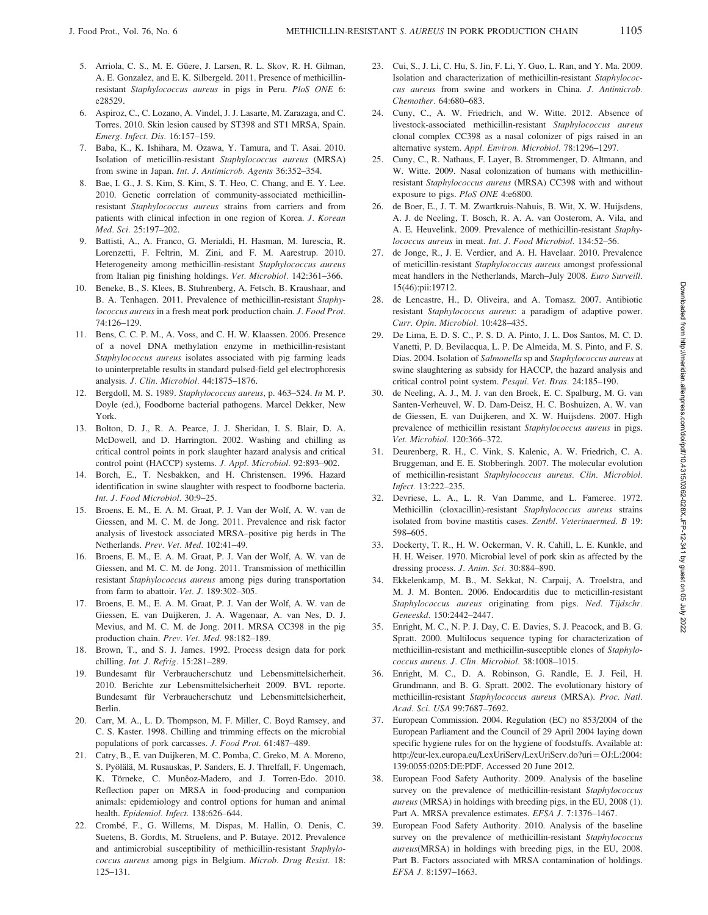5. Arriola, C. S., M. E. Güere, J. Larsen, R. L. Skov, R. H. Gilman, A. E. Gonzalez, and E. K. Silbergeld. 2011. Presence of methicillin-resistant *Staphylococcus aureus* in pigs in Peru. *PloS ONE* 6: e28529.
6. Aspiroz, C., C. Lozano, A. Vindel, J. J. Lasarte, M. Zarazaga, and C. Torres. 2010. Skin lesion caused by ST398 and ST1 MRSA, Spain. *Emerg. Infect. Dis.* 16:157–159.
7. Baba, K., K. Ishihara, M. Ozawa, Y. Tamura, and T. Asai. 2010. Isolation of meticillin-resistant *Staphylococcus aureus* (MRSA) from swine in Japan. *Int. J. Antimicrob. Agents* 36:352–354.
8. Bae, I. G., J. S. Kim, S. Kim, S. T. Heo, C. Chang, and E. Y. Lee. 2010. Genetic correlation of community-associated methicillin-resistant *Staphylococcus aureus* strains from carriers and from patients with clinical infection in one region of Korea. *J. Korean Med. Sci.* 25:197–202.
9. Battisti, A., A. Franco, G. Merialdi, H. Hasman, M. Iurescia, R. Lorenzetti, F. Feltrin, M. Zini, and F. M. Aarestrup. 2010. Heterogeneity among methicillin-resistant *Staphylococcus aureus* from Italian pig finishing holdings. *Vet. Microbiol.* 142:361–366.
10. Beneke, B., S. Klees, B. Stuhrenberg, A. Fetsch, B. Kraushaar, and B. A. Tenhagen. 2011. Prevalence of methicillin-resistant *Staphylococcus aureus* in a fresh meat pork production chain. *J. Food Prot.* 74:126–129.
11. Bens, C. C. P. M., A. Voss, and C. H. W. Klaassen. 2006. Presence of a novel DNA methylation enzyme in methicillin-resistant *Staphylococcus aureus* isolates associated with pig farming leads to uninterpretable results in standard pulsed-field gel electrophoresis analysis. *J. Clin. Microbiol.* 44:1875–1876.
12. Bergdoll, M. S. 1989. *Staphylococcus aureus*, p. 463–524. *In* M. P. Doyle (ed.), Foodborne bacterial pathogens. Marcel Dekker, New York.
13. Bolton, D. J., R. A. Pearce, J. J. Sheridan, I. S. Blair, D. A. McDowell, and D. Harrington. 2002. Washing and chilling as critical control points in pork slaughter hazard analysis and critical control point (HACCP) systems. *J. Appl. Microbiol.* 92:893–902.
14. Borch, E., T. Nesbakken, and H. Christensen. 1996. Hazard identification in swine slaughter with respect to foodborne bacteria. *Int. J. Food Microbiol.* 30:9–25.
15. Broens, E. M., E. A. M. Graat, P. J. Van der Wolf, A. W. van de Giessen, and M. C. M. de Jong. 2011. Prevalence and risk factor analysis of livestock associated MRSA–positive pig herds in The Netherlands. *Prev. Vet. Med.* 102:41–49.
16. Broens, E. M., E. A. M. Graat, P. J. Van der Wolf, A. W. van de Giessen, and M. C. M. de Jong. 2011. Transmission of methicillin resistant *Staphylococcus aureus* among pigs during transportation from farm to abattoir. *Vet. J.* 189:302–305.
17. Broens, E. M., E. A. M. Graat, P. J. Van der Wolf, A. W. van de Giessen, E. van Duijkeren, J. A. Wagenaar, A. van Nes, D. J. Mevius, and M. C. M. de Jong. 2011. MRSA CC398 in the pig production chain. *Prev. Vet. Med.* 98:182–189.
18. Brown, T., and S. J. James. 1992. Process design data for pork chilling. *Int. J. Refrig.* 15:281–289.
19. Bundesamt für Verbraucherschutz und Lebensmittelsicherheit. 2010. Berichte zur Lebensmittelsicherheit 2009. BVL reporte. Bundesamt für Verbraucherschutz und Lebensmittelsicherheit, Berlin.
20. Carr, M. A., L. D. Thompson, M. F. Miller, C. Boyd Ramsey, and C. S. Kaster. 1998. Chilling and trimming effects on the microbial populations of pork carcasses. *J. Food Prot.* 61:487–489.
21. Catry, B., E. van Duijkeren, M. C. Pomba, C. Greko, M. A. Moreno, S. Pyörälä, M. Rusauskas, P. Sanders, E. J. Threlfall, F. Ungemach, K. Törneke, C. Munêoz-Madero, and J. Torren-Edo. 2010. Reflection paper on MRSA in food-producing and companion animals: epidemiology and control options for human and animal health. *Epidemiol. Infect.* 138:626–644.
22. Crombé, F., G. Willems, M. Dispas, M. Hallin, O. Denis, C. Suetens, B. Gordts, M. Struelens, and P. Butaye. 2012. Prevalence and antimicrobial susceptibility of methicillin-resistant *Staphylococcus aureus* among pigs in Belgium. *Microb. Drug Resist.* 18: 125–131.
23. Cui, S., J. Li, C. Hu, S. Jin, F. Li, Y. Guo, L. Ran, and Y. Ma. 2009. Isolation and characterization of methicillin-resistant *Staphylococcus aureus* from swine and workers in China. *J. Antimicrob. Chemother.* 64:680–683.
24. Cuny, C., A. W. Friedrich, and W. Witte. 2012. Absence of livestock-associated methicillin-resistant *Staphylococcus aureus* clonal complex CC398 as a nasal colonizer of pigs raised in an alternative system. *Appl. Environ. Microbiol.* 78:1296–1297.
25. Cuny, C., R. Nathaus, F. Layer, B. Strommenger, D. Altmann, and W. Witte. 2009. Nasal colonization of humans with methicillin-resistant *Staphylococcus aureus* (MRSA) CC398 with and without exposure to pigs. *PloS ONE* 4:e6800.
26. de Boer, E., J. T. M. Zwartkruis-Nahuis, B. Wit, X. W. Huijsdens, A. J. de Neeling, T. Bosch, R. A. A. van Oosterom, A. Vila, and A. E. Heuvelink. 2009. Prevalence of methicillin-resistant *Staphylococcus aureus* in meat. *Int. J. Food Microbiol.* 134:52–56.
27. de Jonge, R., J. E. Verdier, and A. H. Havelaar. 2010. Prevalence of meticillin-resistant *Staphylococcus aureus* amongst professional meat handlers in the Netherlands, March–July 2008. *Euro Surveill.* 15(46):pii:19712.
28. de Lencastre, H., D. Oliveira, and A. Tomasz. 2007. Antibiotic resistant *Staphylococcus aureus*: a paradigm of adaptive power. *Curr. Opin. Microbiol.* 10:428–435.
29. De Lima, E. D. S. C., P. S. D. A. Pinto, J. L. Dos Santos, M. C. D. Vanetti, P. D. Bevilacqua, L. P. De Almeida, M. S. Pinto, and F. S. Dias. 2004. Isolation of *Salmonella* sp and *Staphylococcus aureus* at swine slaughtering as subsidy for HACCP, the hazard analysis and critical control point system. *Pesqui. Vet. Bras.* 24:185–190.
30. de Neeling, A. J., M. J. van den Broek, E. C. Spalburg, M. G. van Santen-Verheuvel, W. D. Dam-Deisz, H. C. Boshuizen, A. W. van de Giessen, E. van Duijkeren, and X. W. Huijsdens. 2007. High prevalence of methicillin resistant *Staphylococcus aureus* in pigs. *Vet. Microbiol.* 120:366–372.
31. Deurenberg, R. H., C. Vink, S. Kalenic, A. W. Friedrich, C. A. Bruggeman, and E. E. Stobberingh. 2007. The molecular evolution of methicillin-resistant *Staphylococcus aureus*. *Clin. Microbiol. Infect.* 13:222–235.
32. Devriese, L. A., L. R. Van Damme, and L. Fameree. 1972. Methicillin (cloxacillin)-resistant *Staphylococcus aureus* strains isolated from bovine mastitis cases. *Zentbl. Veterinaermed. B* 19: 598–605.
33. Dockerty, T. R., H. W. Ockerman, V. R. Cahill, L. E. Kunkle, and H. H. Weiser. 1970. Microbial level of pork skin as affected by the dressing process. *J. Anim. Sci.* 30:884–890.
34. Ekkelenkamp, M. B., M. Sekkat, N. Carpaij, A. Troelstra, and M. J. M. Bonten. 2006. Endocarditis due to meticillin-resistant *Staphylococcus aureus* originating from pigs. *Ned. Tijdschr. Geneeskd.* 150:2442–2447.
35. Enright, M. C., N. P. J. Day, C. E. Davies, S. J. Peacock, and B. G. Spratt. 2000. Multilocus sequence typing for characterization of methicillin-resistant and methicillin-susceptible clones of *Staphylococcus aureus*. *J. Clin. Microbiol.* 38:1008–1015.
36. Enright, M. C., D. A. Robinson, G. Randle, E. J. Feil, H. Grundmann, and B. G. Spratt. 2002. The evolutionary history of methicillin-resistant *Staphylococcus aureus* (MRSA). *Proc. Natl. Acad. Sci. USA* 99:7687–7692.
37. European Commission. 2004. Regulation (EC) no 853/2004 of the European Parliament and the Council of 29 April 2004 laying down specific hygiene rules for on the hygiene of foodstuffs. Available at: http://eur-lex.europa.eu/LexUriServ/LexUriServ.do?uri=OJ:L:2004:139:0055:0205:DE:PDF. Accessed 20 June 2012.
38. European Food Safety Authority. 2009. Analysis of the baseline survey on the prevalence of methicillin-resistant *Staphylococcus aureus* (MRSA) in holdings with breeding pigs, in the EU, 2008 (1). Part A. MRSA prevalence estimates. *EFSA J.* 7:1376–1467.
39. European Food Safety Authority. 2010. Analysis of the baseline survey on the prevalence of methicillin-resistant *Staphylococcus aureus*(MRSA) in holdings with breeding pigs, in the EU, 2008. Part B. Factors associated with MRSA contamination of holdings. *EFSA J.* 8:1597–1663.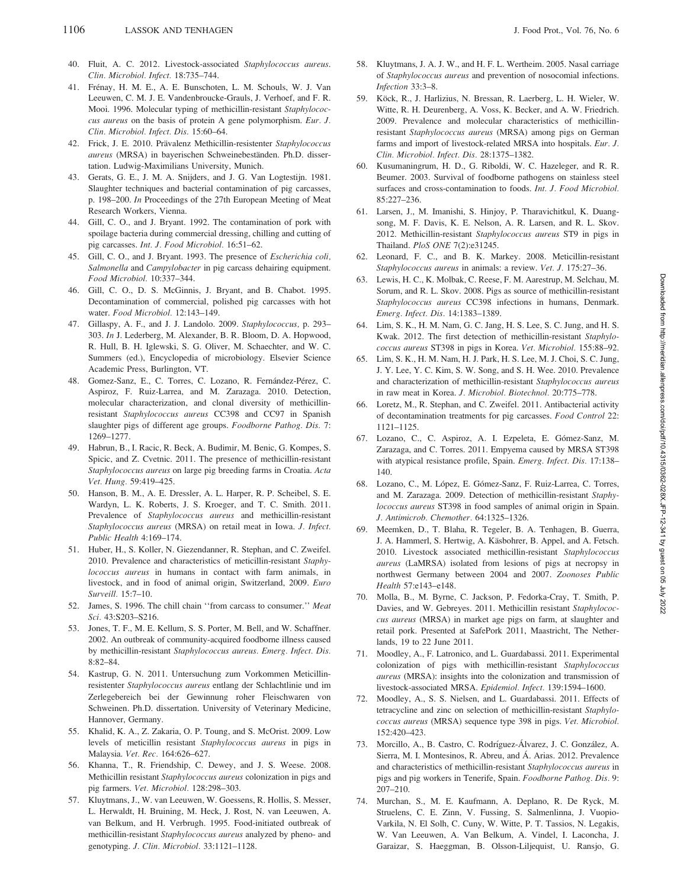40. Fluit, A. C. 2012. Livestock-associated *Staphylococcus aureus*. *Clin. Microbiol. Infect.* 18:735–744.
41. Frénay, H. M. E., A. E. Bunschoten, L. M. Schouls, W. J. Van Leeuwen, C. M. J. E. Vandenbroucke-Grauls, J. Verhoef, and F. R. Mooi. 1996. Molecular typing of methicillin-resistant *Staphylococcus aureus* on the basis of protein A gene polymorphism. *Eur. J. Clin. Microbiol. Infect. Dis.* 15:60–64.
42. Frick, J. E. 2010. Prävalenz Methicillin-resistenter *Staphylococcus aureus* (MRSA) in bayerischen Schweinebeständen. Ph.D. dissertation. Ludwig-Maximilians University, Munich.
43. Gerats, G. E., J. M. A. Snijders, and J. G. Van Logtestijn. 1981. Slaughter techniques and bacterial contamination of pig carcasses, p. 198–200. *In* Proceedings of the 27th European Meeting of Meat Research Workers, Vienna.
44. Gill, C. O., and J. Bryant. 1992. The contamination of pork with spoilage bacteria during commercial dressing, chilling and cutting of pig carcasses. *Int. J. Food Microbiol.* 16:51–62.
45. Gill, C. O., and J. Bryant. 1993. The presence of *Escherichia coli, Salmonella* and *Campylobacter* in pig carcass dehairing equipment. *Food Microbiol.* 10:337–344.
46. Gill, C. O., D. S. McGinnis, J. Bryant, and B. Chabot. 1995. Decontamination of commercial, polished pig carcasses with hot water. *Food Microbiol.* 12:143–149.
47. Gillaspy, A. F., and J. J. Landolo. 2009. *Staphylococcus,* p. 293–303. *In* J. Lederberg, M. Alexander, B. R. Bloom, D. A. Hopwood, R. Hull, B. H. Iglewski, S. G. Oliver, M. Schaechter, and W. C. Summers (ed.), Encyclopedia of microbiology. Elsevier Science Academic Press, Burlington, VT.
48. Gomez-Sanz, E., C. Torres, C. Lozano, R. Fernández-Pérez, C. Aspiroz, F. Ruiz-Larrea, and M. Zarazaga. 2010. Detection, molecular characterization, and clonal diversity of methicillin-resistant *Staphylococcus aureus* CC398 and CC97 in Spanish slaughter pigs of different age groups. *Foodborne Pathog. Dis.* 7: 1269–1277.
49. Habrun, B., I. Racic, R. Beck, A. Budimir, M. Benic, G. Kompes, S. Spicic, and Z. Cvetnic. 2011. The presence of methicillin-resistant *Staphylococcus aureus* on large pig breeding farms in Croatia. *Acta Vet. Hung.* 59:419–425.
50. Hanson, B. M., A. E. Dressler, A. L. Harper, R. P. Scheibel, S. E. Wardyn, L. K. Roberts, J. S. Kroeger, and T. C. Smith. 2011. Prevalence of *Staphylococcus aureus* and methicillin-resistant *Staphylococcus aureus* (MRSA) on retail meat in Iowa. *J. Infect. Public Health* 4:169–174.
51. Huber, H., S. Koller, N. Giezendanner, R. Stephan, and C. Zweifel. 2010. Prevalence and characteristics of meticillin-resistant *Staphylococcus aureus* in humans in contact with farm animals, in livestock, and in food of animal origin, Switzerland, 2009. *Euro Surveill.* 15:7–10.
52. James, S. 1996. The chill chain ''from carcass to consumer.'' *Meat Sci.* 43:S203–S216.
53. Jones, T. F., M. E. Kellum, S. S. Porter, M. Bell, and W. Schaffner. 2002. An outbreak of community-acquired foodborne illness caused by methicillin-resistant *Staphylococcus aureus*. *Emerg. Infect. Dis.* 8:82–84.
54. Kastrup, G. N. 2011. Untersuchung zum Vorkommen Meticillin-resistenter *Staphylococcus aureus* entlang der Schlachtlinie und im Zerlegebereich bei der Gewinnung roher Fleischwaren von Schweinen. Ph.D. dissertation. University of Veterinary Medicine, Hannover, Germany.
55. Khalid, K. A., Z. Zakaria, O. P. Toung, and S. McOrist. 2009. Low levels of meticillin resistant *Staphylococcus aureus* in pigs in Malaysia. *Vet. Rec.* 164:626–627.
56. Khanna, T., R. Friendship, C. Dewey, and J. S. Weese. 2008. Methicillin resistant *Staphylococcus aureus* colonization in pigs and pig farmers. *Vet. Microbiol.* 128:298–303.
57. Kluytmans, J., W. van Leeuwen, W. Goessens, R. Hollis, S. Messer, L. Herwaldt, H. Bruining, M. Heck, J. Rost, N. van Leeuwen, A. van Belkum, and H. Verbrugh. 1995. Food-initiated outbreak of methicillin-resistant *Staphylococcus aureus* analyzed by pheno- and genotyping. *J. Clin. Microbiol.* 33:1121–1128.
58. Kluytmans, J. A. J. W., and H. F. L. Wertheim. 2005. Nasal carriage of *Staphylococcus aureus* and prevention of nosocomial infections. *Infection* 33:3–8.
59. Köck, R., J. Harlizius, N. Bressan, R. Laerberg, L. H. Wieler, W. Witte, R. H. Deurenberg, A. Voss, K. Becker, and A. W. Friedrich. 2009. Prevalence and molecular characteristics of methicillin-resistant *Staphylococcus aureus* (MRSA) among pigs on German farms and import of livestock-related MRSA into hospitals. *Eur. J. Clin. Microbiol. Infect. Dis.* 28:1375–1382.
60. Kusumaningrum, H. D., G. Riboldi, W. C. Hazeleger, and R. R. Beumer. 2003. Survival of foodborne pathogens on stainless steel surfaces and cross-contamination to foods. *Int. J. Food Microbiol.* 85:227–236.
61. Larsen, J., M. Imanishi, S. Hinjoy, P. Tharavichitkul, K. Duangsong, M. F. Davis, K. E. Nelson, A. R. Larsen, and R. L. Skov. 2012. Methicillin-resistant *Staphylococcus aureus* ST9 in pigs in Thailand. *PloS ONE* 7(2):e31245.
62. Leonard, F. C., and B. K. Markey. 2008. Meticillin-resistant *Staphylococcus aureus* in animals: a review. *Vet. J.* 175:27–36.
63. Lewis, H. C., K. Molbak, C. Reese, F. M. Aarestrup, M. Selchau, M. Sorum, and R. L. Skov. 2008. Pigs as source of methicillin-resistant *Staphylococcus aureus* CC398 infections in humans, Denmark. *Emerg. Infect. Dis.* 14:1383–1389.
64. Lim, S. K., H. M. Nam, G. C. Jang, H. S. Lee, S. C. Jung, and H. S. Kwak. 2012. The first detection of methicillin-resistant *Staphylococcus aureus* ST398 in pigs in Korea. *Vet. Microbiol.* 155:88–92.
65. Lim, S. K., H. M. Nam, H. J. Park, H. S. Lee, M. J. Choi, S. C. Jung, J. Y. Lee, Y. C. Kim, S. W. Song, and S. H. Wee. 2010. Prevalence and characterization of methicillin-resistant *Staphylococcus aureus* in raw meat in Korea. *J. Microbiol. Biotechnol.* 20:775–778.
66. Loretz, M., R. Stephan, and C. Zweifel. 2011. Antibacterial activity of decontamination treatments for pig carcasses. *Food Control* 22: 1121–1125.
67. Lozano, C., C. Aspiroz, A. I. Ezpeleta, E. Gómez-Sanz, M. Zarazaga, and C. Torres. 2011. Empyema caused by MRSA ST398 with atypical resistance profile, Spain. *Emerg. Infect. Dis.* 17:138–140.
68. Lozano, C., M. López, E. Gómez-Sanz, F. Ruiz-Larrea, C. Torres, and M. Zarazaga. 2009. Detection of methicillin-resistant *Staphylococcus aureus* ST398 in food samples of animal origin in Spain. *J. Antimicrob. Chemother.* 64:1325–1326.
69. Meemken, D., T. Blaha, R. Tegeler, B. A. Tenhagen, B. Guerra, J. A. Hammerl, S. Hertwig, A. Käsbohrer, B. Appel, and A. Fetsch. 2010. Livestock associated methicillin-resistant *Staphylococcus aureus* (LaMRSA) isolated from lesions of pigs at necropsy in northwest Germany between 2004 and 2007. *Zoonoses Public Health* 57:e143–e148.
70. Molla, B., M. Byrne, C. Jackson, P. Fedorka-Cray, T. Smith, P. Davies, and W. Gebreyes. 2011. Methicillin resistant *Staphylococcus aureus* (MRSA) in market age pigs on farm, at slaughter and retail pork. Presented at SafePork 2011, Maastricht, The Netherlands, 19 to 22 June 2011.
71. Moodley, A., F. Latronico, and L. Guardabassi. 2011. Experimental colonization of pigs with methicillin-resistant *Staphylococcus aureus* (MRSA): insights into the colonization and transmission of livestock-associated MRSA. *Epidemiol. Infect.* 139:1594–1600.
72. Moodley, A., S. S. Nielsen, and L. Guardabassi. 2011. Effects of tetracycline and zinc on selection of methicillin-resistant *Staphylococcus aureus* (MRSA) sequence type 398 in pigs. *Vet. Microbiol.* 152:420–423.
73. Morcillo, A., B. Castro, C. Rodríguez-Álvarez, J. C. González, A. Sierra, M. I. Montesinos, R. Abreu, and Á. Arias. 2012. Prevalence and characteristics of methicillin-resistant *Staphylococcus aureus* in pigs and pig workers in Tenerife, Spain. *Foodborne Pathog. Dis.* 9: 207–210.
74. Murchan, S., M. E. Kaufmann, A. Deplano, R. De Ryck, M. Struelens, C. E. Zinn, V. Fussing, S. Salmenlinna, J. Vuopio-Varkila, N. El Solh, C. Cuny, W. Witte, P. T. Tassios, N. Legakis, W. Van Leeuwen, A. Van Belkum, A. Vindel, I. Laconcha, J. Garaizar, S. Haeggman, B. Olsson-Liljequist, U. Ransjo, G.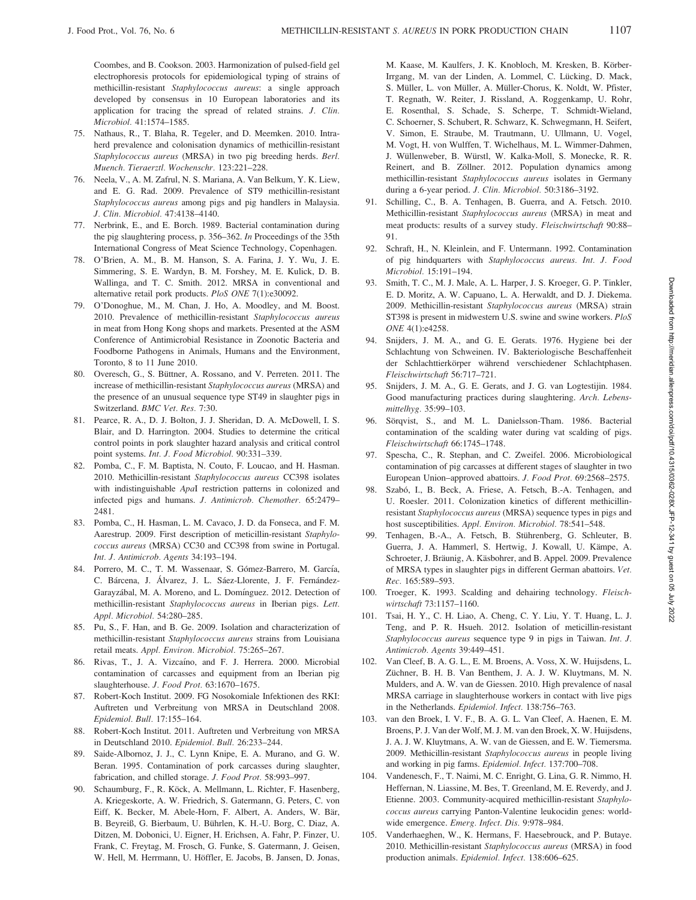Coombes, and B. Cookson. 2003. Harmonization of pulsed-field gel electrophoresis protocols for epidemiological typing of strains of methicillin-resistant *Staphylococcus aureus*: a single approach developed by consensus in 10 European laboratories and its application for tracing the spread of related strains. *J. Clin. Microbiol.* 41:1574–1585.

75. Nathaus, R., T. Blaha, R. Tegeler, and D. Meemken. 2010. Intra-herd prevalence and colonisation dynamics of methicillin-resistant *Staphylococcus aureus* (MRSA) in two pig breeding herds. *Berl. Muench. Tieraerztl. Wochenschr.* 123:221–228.
76. Neela, V., A. M. Zafrul, N. S. Mariana, A. Van Belkum, Y. K. Liew, and E. G. Rad. 2009. Prevalence of ST9 methicillin-resistant *Staphylococcus aureus* among pigs and pig handlers in Malaysia. *J. Clin. Microbiol.* 47:4138–4140.
77. Nerbrink, E., and E. Borch. 1989. Bacterial contamination during the pig slaughtering process, p. 356–362. *In* Proceedings of the 35th International Congress of Meat Science Technology, Copenhagen.
78. O'Brien, A. M., B. M. Hanson, S. A. Farina, J. Y. Wu, J. E. Simmering, S. E. Wardyn, B. M. Forshey, M. E. Kulick, D. B. Wallinga, and T. C. Smith. 2012. MRSA in conventional and alternative retail pork products. *PloS ONE* 7(1):e30092.
79. O'Donoghue, M., M. Chan, J. Ho, A. Moodley, and M. Boost. 2010. Prevalence of methicillin-resistant *Staphylococcus aureus* in meat from Hong Kong shops and markets. Presented at the ASM Conference of Antimicrobial Resistance in Zoonotic Bacteria and Foodborne Pathogens in Animals, Humans and the Environment, Toronto, 8 to 11 June 2010.
80. Overesch, G., S. Büttner, A. Rossano, and V. Perreten. 2011. The increase of methicillin-resistant *Staphylococcus aureus* (MRSA) and the presence of an unusual sequence type ST49 in slaughter pigs in Switzerland. *BMC Vet. Res.* 7:30.
81. Pearce, R. A., D. J. Bolton, J. J. Sheridan, D. A. McDowell, I. S. Blair, and D. Harrington. 2004. Studies to determine the critical control points in pork slaughter hazard analysis and critical control point systems. *Int. J. Food Microbiol.* 90:331–339.
82. Pomba, C., F. M. Baptista, N. Couto, F. Loucao, and H. Hasman. 2010. Methicillin-resistant *Staphylococcus aureus* CC398 isolates with indistinguishable *Apa*I restriction patterns in colonized and infected pigs and humans. *J. Antimicrob. Chemother.* 65:2479–2481.
83. Pomba, C., H. Hasman, L. M. Cavaco, J. D. da Fonseca, and F. M. Aarestrup. 2009. First description of meticillin-resistant *Staphylococcus aureus* (MRSA) CC30 and CC398 from swine in Portugal. *Int. J. Antimicrob. Agents* 34:193–194.
84. Porrero, M. C., T. M. Wassenaar, S. Gómez-Barrero, M. García, C. Bárcena, J. Álvarez, J. L. Sáez-Llorente, J. F. Fernández-Garayzábal, M. A. Moreno, and L. Domínguez. 2012. Detection of methicillin-resistant *Staphylococcus aureus* in Iberian pigs. *Lett. Appl. Microbiol.* 54:280–285.
85. Pu, S., F. Han, and B. Ge. 2009. Isolation and characterization of methicillin-resistant *Staphylococcus aureus* strains from Louisiana retail meats. *Appl. Environ. Microbiol.* 75:265–267.
86. Rivas, T., J. A. Vizcaíno, and F. J. Herrera. 2000. Microbial contamination of carcasses and equipment from an Iberian pig slaughterhouse. *J. Food Prot.* 63:1670–1675.
87. Robert-Koch Institut. 2009. FG Nosokomiale Infektionen des RKI: Auftreten und Verbreitung von MRSA in Deutschland 2008. *Epidemiol. Bull.* 17:155–164.
88. Robert-Koch Institut. 2011. Auftreten und Verbreitung von MRSA in Deutschland 2010. *Epidemiol. Bull.* 26:233–244.
89. Saide-Albornoz, J. J., C. Lynn Knipe, E. A. Murano, and G. W. Beran. 1995. Contamination of pork carcasses during slaughter, fabrication, and chilled storage. *J. Food Prot.* 58:993–997.
90. Schaumburg, F., R. Köck, A. Mellmann, L. Richter, F. Hasenberg, A. Kriegeskorte, A. W. Friedrich, S. Gatermann, G. Peters, C. von Eiff, K. Becker, M. Abele-Horn, F. Albert, A. Anders, W. Bär, B. Beyreiß, G. Bierbaum, U. Bührlen, K. H.-U. Borg, C. Diaz, A. Ditzen, M. Dobonici, U. Eigner, H. Erichsen, A. Fahr, P. Finzer, U. Frank, C. Freytag, M. Frosch, G. Funke, S. Gatermann, J. Geisen, W. Hell, M. Herrmann, U. Höffler, E. Jacobs, B. Jansen, D. Jonas, M. Kaase, M. Kaulfers, J. K. Knobloch, M. Kresken, B. Körber-Irrgang, M. van der Linden, A. Lommel, C. Lücking, D. Mack, S. Müller, L. von Müller, A. Müller-Chorus, K. Noldt, W. Pfister, T. Regnath, W. Reiter, J. Rissland, A. Roggenkamp, U. Rohr, E. Rosenthal, S. Schade, S. Scherpe, T. Schmidt-Wieland, C. Schoerner, S. Schubert, R. Schwarz, K. Schwegmann, H. Seifert, V. Simon, E. Straube, M. Trautmann, U. Ullmann, U. Vogel, M. Vogt, H. von Wulffen, T. Wichelhaus, M. L. Wimmer-Dahmen, J. Wüllenweber, B. Würstl, W. Kalka-Moll, S. Monecke, R. R. Reinert, and B. Zöllner. 2012. Population dynamics among methicillin-resistant *Staphylococcus aureus* isolates in Germany during a 6-year period. *J. Clin. Microbiol.* 50:3186–3192.
91. Schilling, C., B. A. Tenhagen, B. Guerra, and A. Fetsch. 2010. Methicillin-resistant *Staphylococcus aureus* (MRSA) in meat and meat products: results of a survey study. *Fleischwirtschaft* 90:88–91.
92. Schraft, H., N. Kleinlein, and F. Untermann. 1992. Contamination of pig hindquarters with *Staphylococcus aureus*. *Int. J. Food Microbiol.* 15:191–194.
93. Smith, T. C., M. J. Male, A. L. Harper, J. S. Kroeger, G. P. Tinkler, E. D. Moritz, A. W. Capuano, L. A. Herwaldt, and D. J. Diekema. 2009. Methicillin-resistant *Staphylococcus aureus* (MRSA) strain ST398 is present in midwestern U.S. swine and swine workers. *PloS ONE* 4(1):e4258.
94. Snijders, J. M. A., and G. E. Gerats. 1976. Hygiene bei der Schlachtung von Schweinen. IV. Bakteriologische Beschaffenheit der Schlachttierkörper während verschiedener Schlachtphasen. *Fleischwirtschaft* 56:717–721.
95. Snijders, J. M. A., G. E. Gerats, and J. G. van Logtestijin. 1984. Good manufacturing practices during slaughtering. *Arch. Lebensmittelhyg.* 35:99–103.
96. Sörqvist, S., and M. L. Danielsson-Tham. 1986. Bacterial contamination of the scalding water during vat scalding of pigs. *Fleischwirtschaft* 66:1745–1748.
97. Spescha, C., R. Stephan, and C. Zweifel. 2006. Microbiological contamination of pig carcasses at different stages of slaughter in two European Union–approved abattoirs. *J. Food Prot.* 69:2568–2575.
98. Szabó, I., B. Beck, A. Friese, A. Fetsch, B.-A. Tenhagen, and U. Roesler. 2011. Colonization kinetics of different methicillin-resistant *Staphylococcus aureus* (MRSA) sequence types in pigs and host susceptibilities. *Appl. Environ. Microbiol.* 78:541–548.
99. Tenhagen, B.-A., A. Fetsch, B. Stührenberg, G. Schleuter, B. Guerra, J. A. Hammerl, S. Hertwig, J. Kowall, U. Kämpe, A. Schroeter, J. Bräunig, A. Käsbohrer, and B. Appel. 2009. Prevalence of MRSA types in slaughter pigs in different German abattoirs. *Vet. Rec.* 165:589–593.
100. Troeger, K. 1993. Scalding and dehairing technology. *Fleischwirtschaft* 73:1157–1160.
101. Tsai, H. Y., C. H. Liao, A. Cheng, C. Y. Liu, Y. T. Huang, L. J. Teng, and P. R. Hsueh. 2012. Isolation of meticillin-resistant *Staphylococcus aureus* sequence type 9 in pigs in Taiwan. *Int. J. Antimicrob. Agents* 39:449–451.
102. Van Cleef, B. A. G. L., E. M. Broens, A. Voss, X. W. Huijsdens, L. Züchner, B. H. B. Van Benthem, J. A. J. W. Kluytmans, M. N. Mulders, and A. W. van de Giessen. 2010. High prevalence of nasal MRSA carriage in slaughterhouse workers in contact with live pigs in the Netherlands. *Epidemiol. Infect.* 138:756–763.
103. van den Broek, I. V. F., B. A. G. L. Van Cleef, A. Haenen, E. M. Broens, P. J. Van der Wolf, M. J. M. van den Broek, X. W. Huijsdens, J. A. J. W. Kluytmans, A. W. van de Giessen, and E. W. Tiemersma. 2009. Methicillin-resistant *Staphylococcus aureus* in people living and working in pig farms. *Epidemiol. Infect.* 137:700–708.
104. Vandenesch, F., T. Naimi, M. C. Enright, G. Lina, G. R. Nimmo, H. Heffernan, N. Liassine, M. Bes, T. Greenland, M. E. Reverdy, and J. Etienne. 2003. Community-acquired methicillin-resistant *Staphylococcus aureus* carrying Panton-Valentine leukocidin genes: worldwide emergence. *Emerg. Infect. Dis.* 9:978–984.
105. Vanderhaeghen, W., K. Hermans, F. Haesebrouck, and P. Butaye. 2010. Methicillin-resistant *Staphylococcus aureus* (MRSA) in food production animals. *Epidemiol. Infect.* 138:606–625.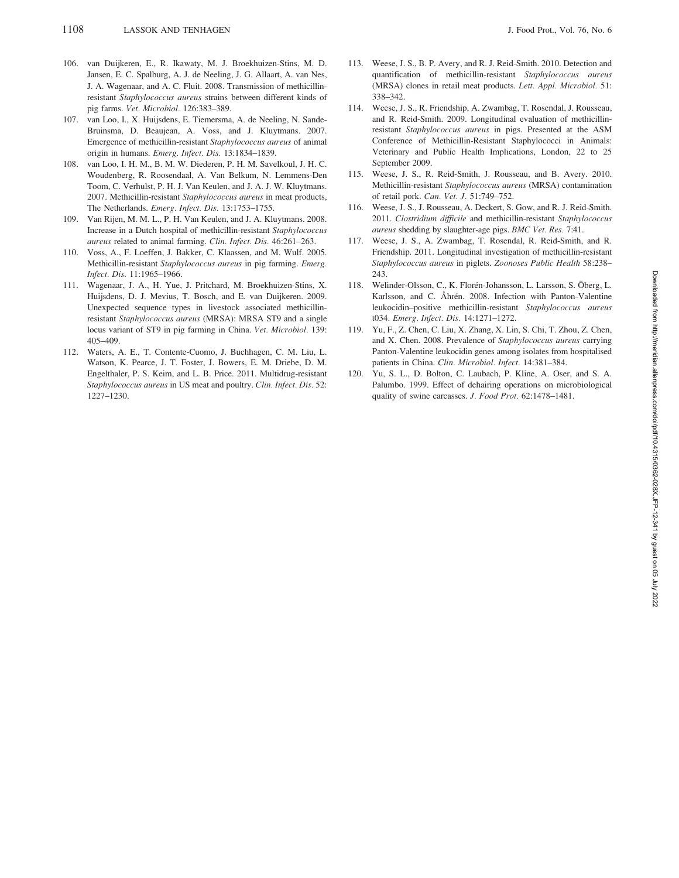106. van Duijkeren, E., R. Ikawaty, M. J. Broekhuizen-Stins, M. D. Jansen, E. C. Spalburg, A. J. de Neeling, J. G. Allaart, A. van Nes, J. A. Wagenaar, and A. C. Fluit. 2008. Transmission of methicillin-resistant *Staphylococcus aureus* strains between different kinds of pig farms. *Vet. Microbiol.* 126:383–389.
107. van Loo, I., X. Huijsdens, E. Tiemersma, A. de Neeling, N. Sande-Bruinsma, D. Beaujean, A. Voss, and J. Kluytmans. 2007. Emergence of methicillin-resistant *Staphylococcus aureus* of animal origin in humans. *Emerg. Infect. Dis.* 13:1834–1839.
108. van Loo, I. H. M., B. M. W. Diederen, P. H. M. Savelkoul, J. H. C. Woudenberg, R. Roosendaal, A. Van Belkum, N. Lemmens-Den Toom, C. Verhulst, P. H. J. Van Keulen, and J. A. J. W. Kluytmans. 2007. Methicillin-resistant *Staphylococcus aureus* in meat products, The Netherlands. *Emerg. Infect. Dis.* 13:1753–1755.
109. Van Rijen, M. M. L., P. H. Van Keulen, and J. A. Kluytmans. 2008. Increase in a Dutch hospital of methicillin-resistant *Staphylococcus aureus* related to animal farming. *Clin. Infect. Dis.* 46:261–263.
110. Voss, A., F. Loeffen, J. Bakker, C. Klaassen, and M. Wulf. 2005. Methicillin-resistant *Staphylococcus aureus* in pig farming. *Emerg. Infect. Dis.* 11:1965–1966.
111. Wagenaar, J. A., H. Yue, J. Pritchard, M. Broekhuizen-Stins, X. Huijsdens, D. J. Mevius, T. Bosch, and E. van Duijkeren. 2009. Unexpected sequence types in livestock associated methicillin-resistant *Staphylococcus aureus* (MRSA): MRSA ST9 and a single locus variant of ST9 in pig farming in China. *Vet. Microbiol.* 139: 405–409.
112. Waters, A. E., T. Contente-Cuomo, J. Buchhagen, C. M. Liu, L. Watson, K. Pearce, J. T. Foster, J. Bowers, E. M. Driebe, D. M. Engelthaler, P. S. Keim, and L. B. Price. 2011. Multidrug-resistant *Staphylococcus aureus* in US meat and poultry. *Clin. Infect. Dis.* 52: 1227–1230.
113. Weese, J. S., B. P. Avery, and R. J. Reid-Smith. 2010. Detection and quantification of methicillin-resistant *Staphylococcus aureus* (MRSA) clones in retail meat products. *Lett. Appl. Microbiol.* 51: 338–342.
114. Weese, J. S., R. Friendship, A. Zwambag, T. Rosendal, J. Rousseau, and R. Reid-Smith. 2009. Longitudinal evaluation of methicillin-resistant *Staphylococcus aureus* in pigs. Presented at the ASM Conference of Methicillin-Resistant Staphylococci in Animals: Veterinary and Public Health Implications, London, 22 to 25 September 2009.
115. Weese, J. S., R. Reid-Smith, J. Rousseau, and B. Avery. 2010. Methicillin-resistant *Staphylococcus aureus* (MRSA) contamination of retail pork. *Can. Vet. J.* 51:749–752.
116. Weese, J. S., J. Rousseau, A. Deckert, S. Gow, and R. J. Reid-Smith. 2011. *Clostridium difficile* and methicillin-resistant *Staphylococcus aureus* shedding by slaughter-age pigs. *BMC Vet. Res.* 7:41.
117. Weese, J. S., A. Zwambag, T. Rosendal, R. Reid-Smith, and R. Friendship. 2011. Longitudinal investigation of methicillin-resistant *Staphylococcus aureus* in piglets. *Zoonoses Public Health* 58:238–243.
118. Welinder-Olsson, C., K. Florén-Johansson, L. Larsson, S. Öberg, L. Karlsson, and C. Åhrén. 2008. Infection with Panton-Valentine leukocidin–positive methicillin-resistant *Staphylococcus aureus* t034. *Emerg. Infect. Dis.* 14:1271–1272.
119. Yu, F., Z. Chen, C. Liu, X. Zhang, X. Lin, S. Chi, T. Zhou, Z. Chen, and X. Chen. 2008. Prevalence of *Staphylococcus aureus* carrying Panton-Valentine leukocidin genes among isolates from hospitalised patients in China. *Clin. Microbiol. Infect.* 14:381–384.
120. Yu, S. L., D. Bolton, C. Laubach, P. Kline, A. Oser, and S. A. Palumbo. 1999. Effect of dehairing operations on microbiological quality of swine carcasses. *J. Food Prot.* 62:1478–1481.